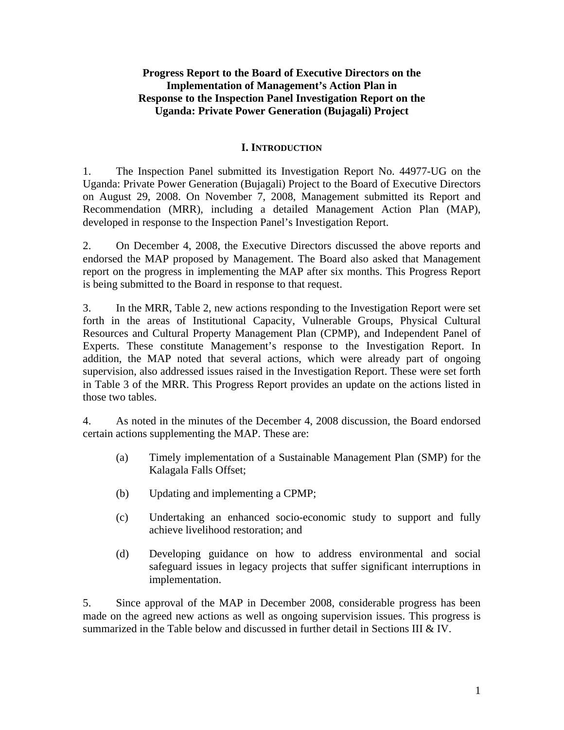# Progress Report to the Board of Executive Directors on the Implementation of Management's Action Plan in Response to the Inspection Panel Investigation Report on the Uganda: Private Power Generation (Bujagali) Project

## I. INTRODUCTION

1. The Inspection Panel submitted its Investigation Report No. 44977-UG on the Uganda: Private Power Generation (Bujagali) Project to the Board of Executive Directors on August 29, 2008. On November 7, 2008, Management submitted its Report and Recommendation (MRR), including a detailed Management Action Plan (MAP), developed in response to the Inspection Panel's Investigation Report.

2. On December 4, 2008, the Executive Directors discussed the above reports and endorsed the MAP proposed by Management. The Board also asked that Management report on the progress in implementing the MAP after six months. This Progress Report is being submitted to the Board in response to that request.

3. In the MRR, Table 2, new actions responding to the Investigation Report were set forth in the areas of Institutional Capacity, Vulnerable Groups, Physical Cultural Resources and Cultural Property Management Plan (CPMP), and Independent Panel of Experts. These constitute Management's response to the Investigation Report. In addition, the MAP noted that several actions, which were already part of ongoing supervision, also addressed issues raised in the Investigation Report. These were set forth in Table 3 of the MRR. This Progress Report provides an update on the actions listed in those two tables.

4. As noted in the minutes of the December 4, 2008 discussion, the Board endorsed certain actions supplementing the MAP. These are:

   (a) Timely implementation of a Sustainable Management Plan (SMP) for the Kalagala Falls Offset;

   (b) Updating and implementing a CPMP;

   (c) Undertaking an enhanced socio-economic study to support and fully achieve livelihood restoration; and

   (d) Developing guidance on how to address environmental and social safeguard issues in legacy projects that suffer significant interruptions in implementation.

5. Since approval of the MAP in December 2008, considerable progress has been made on the agreed new actions as well as ongoing supervision issues. This progress is summarized in the Table below and discussed in further detail in Sections III & IV.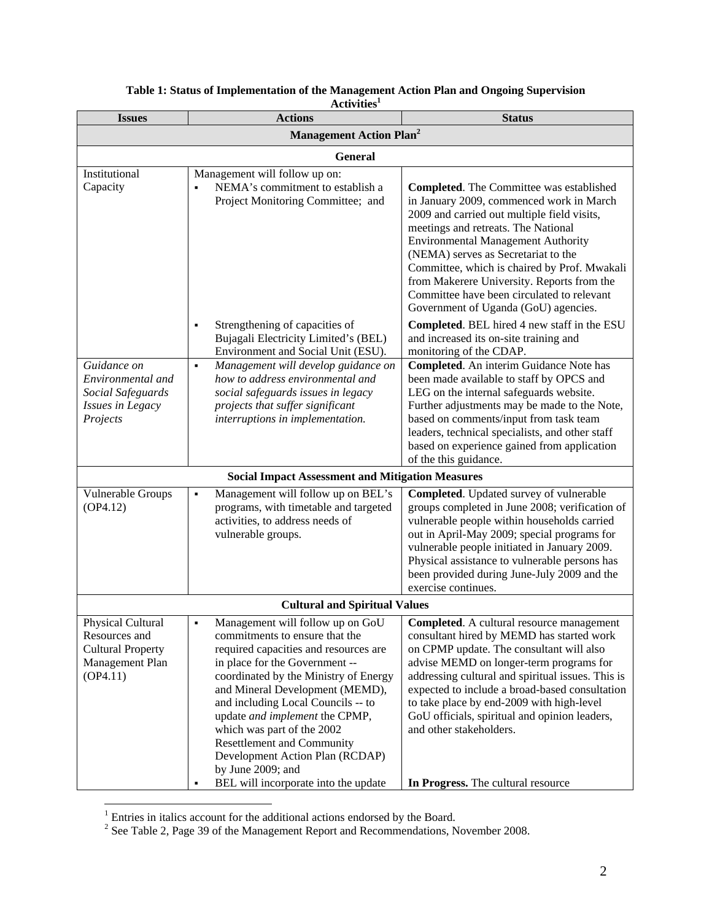**Table 1: Status of Implementation of the Management Action Plan and Ongoing Supervision Activities**[1]

| Issues | Actions | Status |
|---|---|---|
| **Management Action Plan**[2] | | |
| **General** | | |
| Institutional Capacity | Management will follow up on:<br>▪ NEMA's commitment to establish a Project Monitoring Committee; and | **Completed**. The Committee was established in January 2009, commenced work in March 2009 and carried out multiple field visits, meetings and retreats. The National Environmental Management Authority (NEMA) serves as Secretariat to the Committee, which is chaired by Prof. Mwakali from Makerere University. Reports from the Committee have been circulated to relevant Government of Uganda (GoU) agencies. |
| | ▪ Strengthening of capacities of Bujagali Electricity Limited's (BEL) Environment and Social Unit (ESU). | **Completed**. BEL hired 4 new staff in the ESU and increased its on-site training and monitoring of the CDAP. |
| *Guidance on Environmental and Social Safeguards Issues in Legacy Projects* | ▪ *Management will develop guidance on how to address environmental and social safeguards issues in legacy projects that suffer significant interruptions in implementation.* | **Completed**. An interim Guidance Note has been made available to staff by OPCS and LEG on the internal safeguards website. Further adjustments may be made to the Note, based on comments/input from task team leaders, technical specialists, and other staff based on experience gained from application of the this guidance. |
| **Social Impact Assessment and Mitigation Measures** | | |
| Vulnerable Groups (OP4.12) | ▪ Management will follow up on BEL's programs, with timetable and targeted activities, to address needs of vulnerable groups. | **Completed**. Updated survey of vulnerable groups completed in June 2008; verification of vulnerable people within households carried out in April-May 2009; special programs for vulnerable people initiated in January 2009. Physical assistance to vulnerable persons has been provided during June-July 2009 and the exercise continues. |
| **Cultural and Spiritual Values** | | |
| Physical Cultural Resources and Cultural Property Management Plan (OP4.11) | ▪ Management will follow up on GoU commitments to ensure that the required capacities and resources are in place for the Government -- coordinated by the Ministry of Energy and Mineral Development (MEMD), and including Local Councils -- to update *and implement* the CPMP, which was part of the 2002 Resettlement and Community Development Action Plan (RCDAP) by June 2009; and | **Completed**. A cultural resource management consultant hired by MEMD has started work on CPMP update. The consultant will also advise MEMD on longer-term programs for addressing cultural and spiritual issues. This is expected to include a broad-based consultation to take place by end-2009 with high-level GoU officials, spiritual and opinion leaders, and other stakeholders. |
| | ▪ BEL will incorporate into the update | **In Progress.** The cultural resource |

[1] Entries in italics account for the additional actions endorsed by the Board.

[2] See Table 2, Page 39 of the Management Report and Recommendations, November 2008.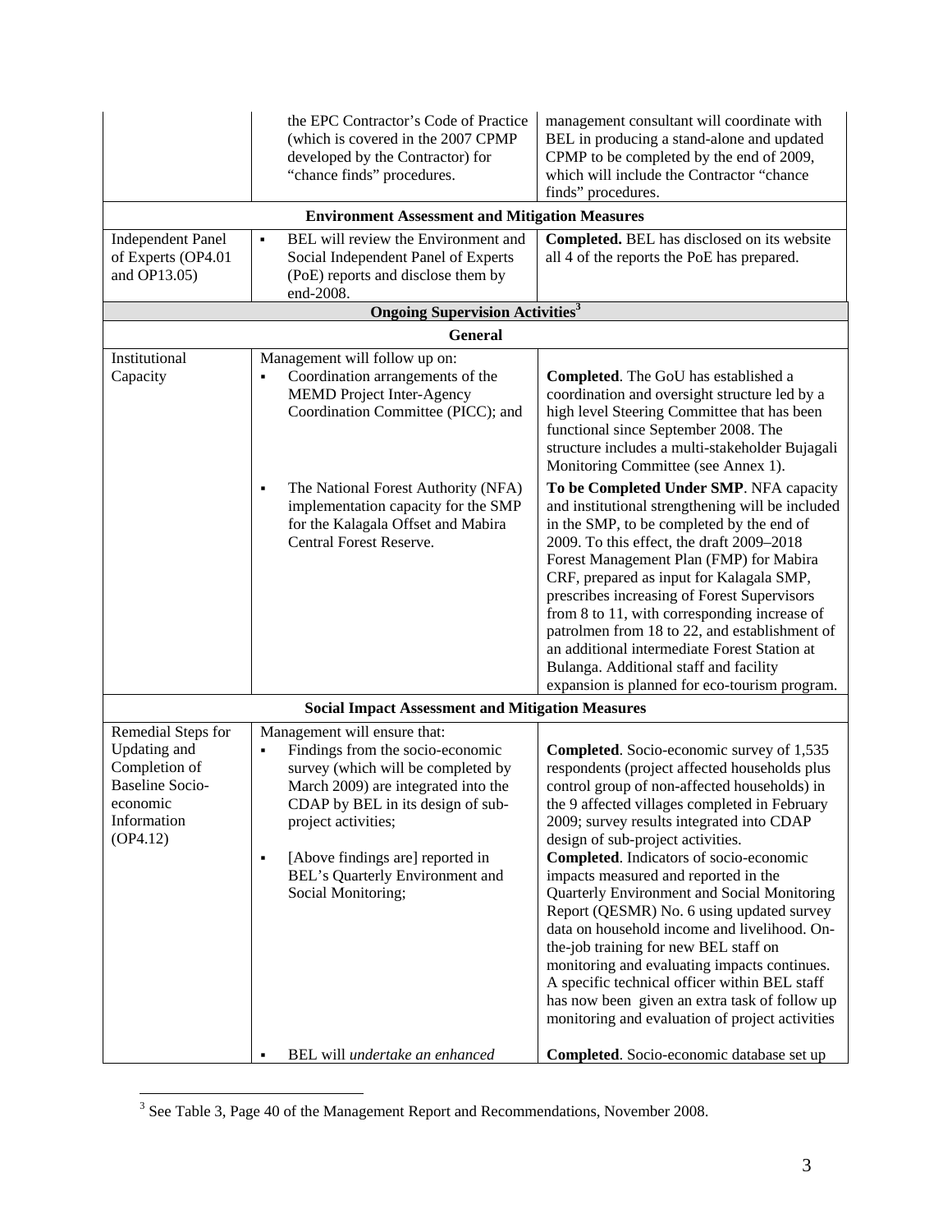| | | |
|---|---|---|
| | the EPC Contractor's Code of Practice (which is covered in the 2007 CPMP developed by the Contractor) for "chance finds" procedures. | management consultant will coordinate with BEL in producing a stand-alone and updated CPMP to be completed by the end of 2009, which will include the Contractor "chance finds" procedures. |
| **Environment Assessment and Mitigation Measures** | | |
| Independent Panel of Experts (OP4.01 and OP13.05) | ▪ BEL will review the Environment and Social Independent Panel of Experts (PoE) reports and disclose them by end-2008. | **Completed.** BEL has disclosed on its website all 4 of the reports the PoE has prepared. |
| **Ongoing Supervision Activities**[3] | | |
| **General** | | |
| Institutional Capacity | Management will follow up on:<br>▪ Coordination arrangements of the MEMD Project Inter-Agency Coordination Committee (PICC); and | **Completed**. The GoU has established a coordination and oversight structure led by a high level Steering Committee that has been functional since September 2008. The structure includes a multi-stakeholder Bujagali Monitoring Committee (see Annex 1). |
| | ▪ The National Forest Authority (NFA) implementation capacity for the SMP for the Kalagala Offset and Mabira Central Forest Reserve. | **To be Completed Under SMP**. NFA capacity and institutional strengthening will be included in the SMP, to be completed by the end of 2009. To this effect, the draft 2009–2018 Forest Management Plan (FMP) for Mabira CRF, prepared as input for Kalagala SMP, prescribes increasing of Forest Supervisors from 8 to 11, with corresponding increase of patrolmen from 18 to 22, and establishment of an additional intermediate Forest Station at Bulanga. Additional staff and facility expansion is planned for eco-tourism program. |
| **Social Impact Assessment and Mitigation Measures** | | |
| Remedial Steps for Updating and Completion of Baseline Socio-economic Information (OP4.12) | Management will ensure that:<br>▪ Findings from the socio-economic survey (which will be completed by March 2009) are integrated into the CDAP by BEL in its design of sub-project activities; | **Completed**. Socio-economic survey of 1,535 respondents (project affected households plus control group of non-affected households) in the 9 affected villages completed in February 2009; survey results integrated into CDAP design of sub-project activities. |
| | ▪ [Above findings are] reported in BEL's Quarterly Environment and Social Monitoring; | **Completed**. Indicators of socio-economic impacts measured and reported in the Quarterly Environment and Social Monitoring Report (QESMR) No. 6 using updated survey data on household income and livelihood. On-the-job training for new BEL staff on monitoring and evaluating impacts continues. A specific technical officer within BEL staff has now been given an extra task of follow up monitoring and evaluation of project activities |
| | ▪ BEL will *undertake an enhanced* | **Completed**. Socio-economic database set up |

[3] See Table 3, Page 40 of the Management Report and Recommendations, November 2008.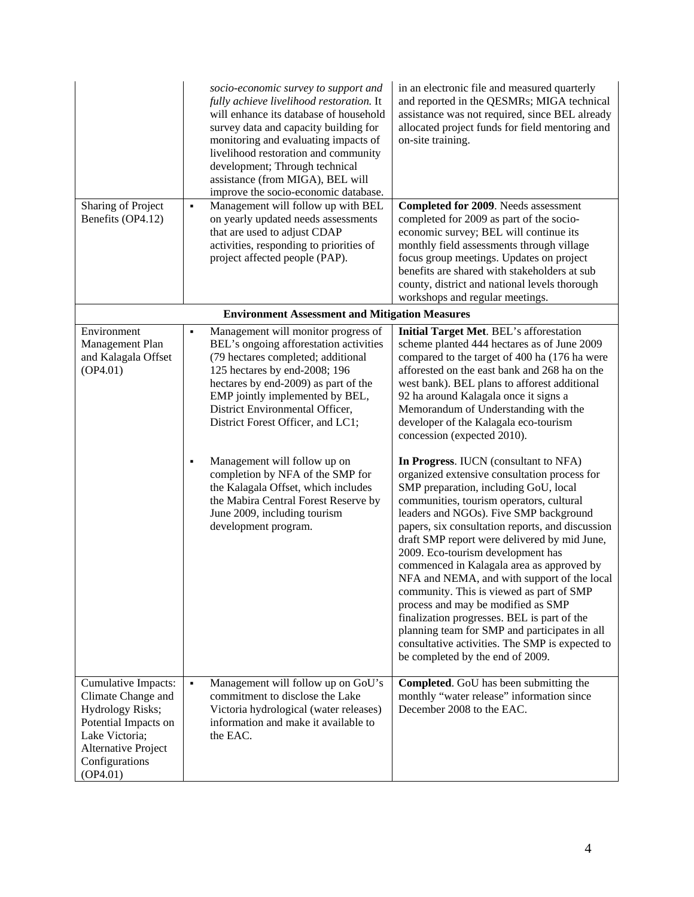| | | |
|---|---|---|
| | *socio-economic survey to support and fully achieve livelihood restoration.* It will enhance its database of household survey data and capacity building for monitoring and evaluating impacts of livelihood restoration and community development; Through technical assistance (from MIGA), BEL will improve the socio-economic database. | in an electronic file and measured quarterly and reported in the QESMRs; MIGA technical assistance was not required, since BEL already allocated project funds for field mentoring and on-site training. |
| Sharing of Project Benefits (OP4.12) | ▪ Management will follow up with BEL on yearly updated needs assessments that are used to adjust CDAP activities, responding to priorities of project affected people (PAP). | **Completed for 2009**. Needs assessment completed for 2009 as part of the socio-economic survey; BEL will continue its monthly field assessments through village focus group meetings. Updates on project benefits are shared with stakeholders at sub county, district and national levels thorough workshops and regular meetings. |
| **Environment Assessment and Mitigation Measures** | | |
| Environment Management Plan and Kalagala Offset (OP4.01) | ▪ Management will monitor progress of BEL's ongoing afforestation activities (79 hectares completed; additional 125 hectares by end-2008; 196 hectares by end-2009) as part of the EMP jointly implemented by BEL, District Environmental Officer, District Forest Officer, and LC1; | **Initial Target Met**. BEL's afforestation scheme planted 444 hectares as of June 2009 compared to the target of 400 ha (176 ha were afforested on the east bank and 268 ha on the west bank). BEL plans to afforest additional 92 ha around Kalagala once it signs a Memorandum of Understanding with the developer of the Kalagala eco-tourism concession (expected 2010). |
| | ▪ Management will follow up on completion by NFA of the SMP for the Kalagala Offset, which includes the Mabira Central Forest Reserve by June 2009, including tourism development program. | **In Progress**. IUCN (consultant to NFA) organized extensive consultation process for SMP preparation, including GoU, local communities, tourism operators, cultural leaders and NGOs). Five SMP background papers, six consultation reports, and discussion draft SMP report were delivered by mid June, 2009. Eco-tourism development has commenced in Kalagala area as approved by NFA and NEMA, and with support of the local community. This is viewed as part of SMP process and may be modified as SMP finalization progresses. BEL is part of the planning team for SMP and participates in all consultative activities. The SMP is expected to be completed by the end of 2009. |
| Cumulative Impacts: Climate Change and Hydrology Risks; Potential Impacts on Lake Victoria; Alternative Project Configurations (OP4.01) | ▪ Management will follow up on GoU's commitment to disclose the Lake Victoria hydrological (water releases) information and make it available to the EAC. | **Completed**. GoU has been submitting the monthly "water release" information since December 2008 to the EAC. |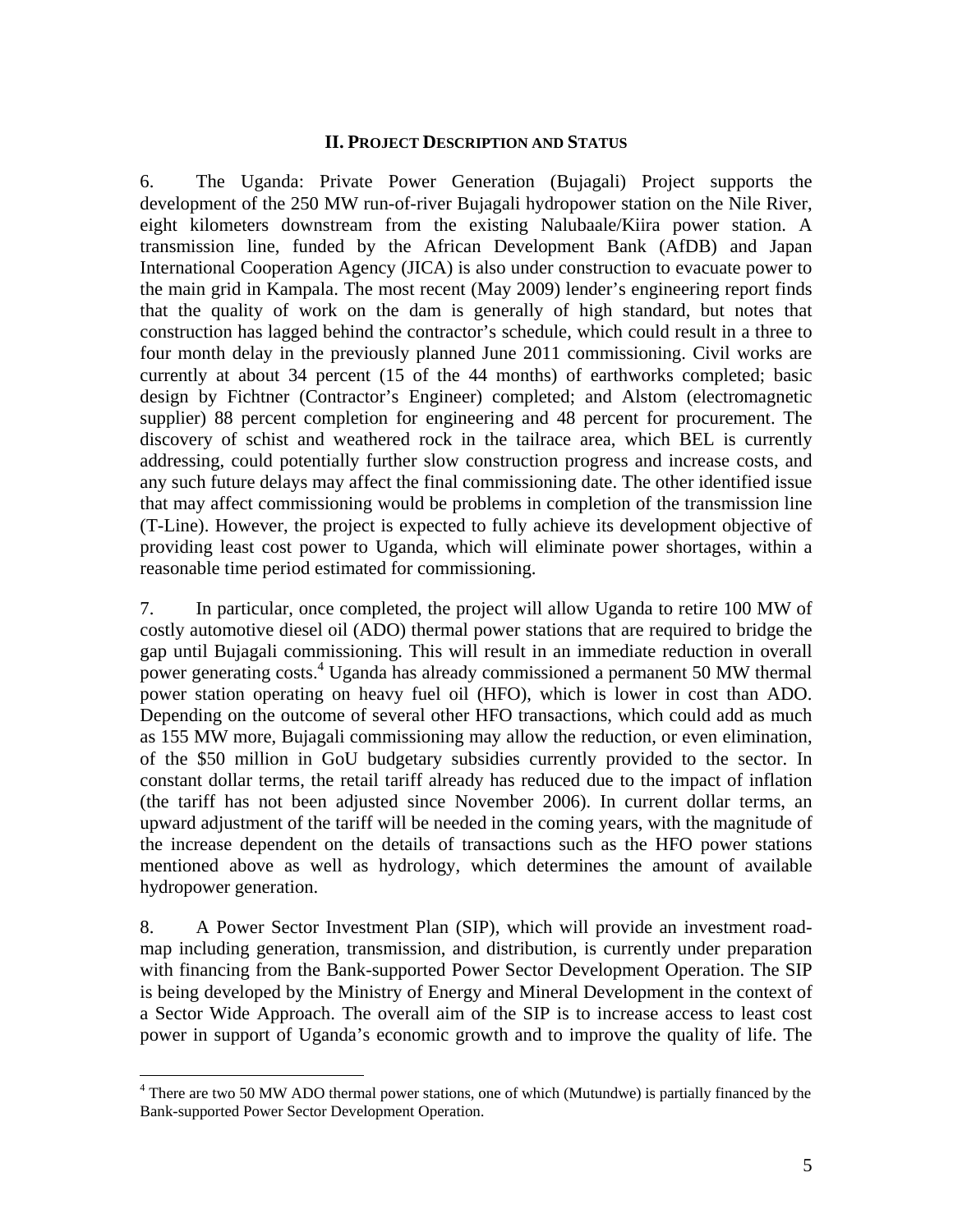## II. PROJECT DESCRIPTION AND STATUS

6. The Uganda: Private Power Generation (Bujagali) Project supports the development of the 250 MW run-of-river Bujagali hydropower station on the Nile River, eight kilometers downstream from the existing Nalubaale/Kiira power station. A transmission line, funded by the African Development Bank (AfDB) and Japan International Cooperation Agency (JICA) is also under construction to evacuate power to the main grid in Kampala. The most recent (May 2009) lender's engineering report finds that the quality of work on the dam is generally of high standard, but notes that construction has lagged behind the contractor's schedule, which could result in a three to four month delay in the previously planned June 2011 commissioning. Civil works are currently at about 34 percent (15 of the 44 months) of earthworks completed; basic design by Fichtner (Contractor's Engineer) completed; and Alstom (electromagnetic supplier) 88 percent completion for engineering and 48 percent for procurement. The discovery of schist and weathered rock in the tailrace area, which BEL is currently addressing, could potentially further slow construction progress and increase costs, and any such future delays may affect the final commissioning date. The other identified issue that may affect commissioning would be problems in completion of the transmission line (T-Line). However, the project is expected to fully achieve its development objective of providing least cost power to Uganda, which will eliminate power shortages, within a reasonable time period estimated for commissioning.

7. In particular, once completed, the project will allow Uganda to retire 100 MW of costly automotive diesel oil (ADO) thermal power stations that are required to bridge the gap until Bujagali commissioning. This will result in an immediate reduction in overall power generating costs.[4] Uganda has already commissioned a permanent 50 MW thermal power station operating on heavy fuel oil (HFO), which is lower in cost than ADO. Depending on the outcome of several other HFO transactions, which could add as much as 155 MW more, Bujagali commissioning may allow the reduction, or even elimination, of the $50 million in GoU budgetary subsidies currently provided to the sector. In constant dollar terms, the retail tariff already has reduced due to the impact of inflation (the tariff has not been adjusted since November 2006). In current dollar terms, an upward adjustment of the tariff will be needed in the coming years, with the magnitude of the increase dependent on the details of transactions such as the HFO power stations mentioned above as well as hydrology, which determines the amount of available hydropower generation.

8. A Power Sector Investment Plan (SIP), which will provide an investment road-map including generation, transmission, and distribution, is currently under preparation with financing from the Bank-supported Power Sector Development Operation. The SIP is being developed by the Ministry of Energy and Mineral Development in the context of a Sector Wide Approach. The overall aim of the SIP is to increase access to least cost power in support of Uganda's economic growth and to improve the quality of life. The

[4] There are two 50 MW ADO thermal power stations, one of which (Mutundwe) is partially financed by the Bank-supported Power Sector Development Operation.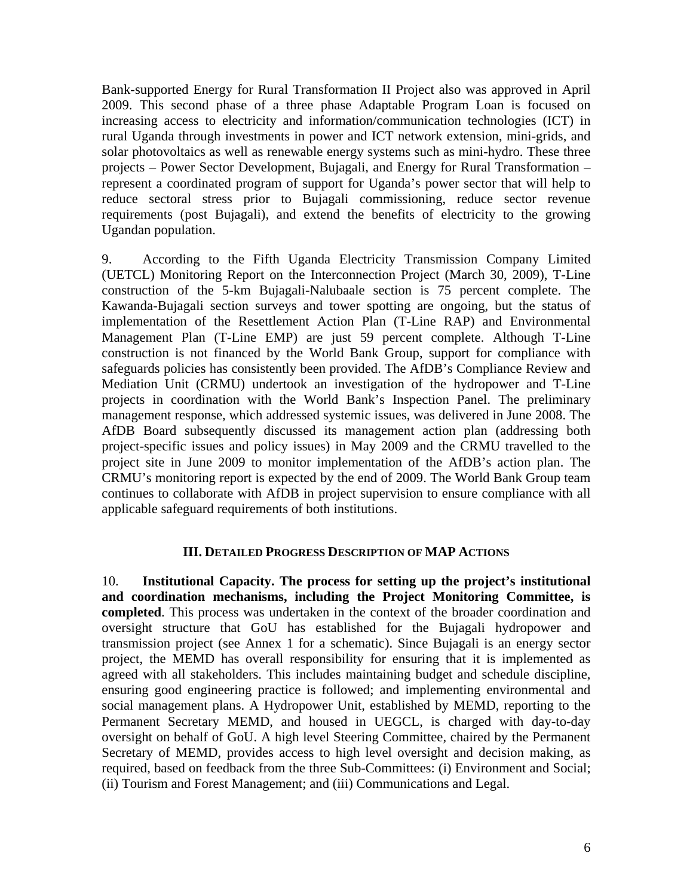Bank-supported Energy for Rural Transformation II Project also was approved in April 2009. This second phase of a three phase Adaptable Program Loan is focused on increasing access to electricity and information/communication technologies (ICT) in rural Uganda through investments in power and ICT network extension, mini-grids, and solar photovoltaics as well as renewable energy systems such as mini-hydro. These three projects – Power Sector Development, Bujagali, and Energy for Rural Transformation – represent a coordinated program of support for Uganda's power sector that will help to reduce sectoral stress prior to Bujagali commissioning, reduce sector revenue requirements (post Bujagali), and extend the benefits of electricity to the growing Ugandan population.

9. According to the Fifth Uganda Electricity Transmission Company Limited (UETCL) Monitoring Report on the Interconnection Project (March 30, 2009), T-Line construction of the 5-km Bujagali-Nalubaale section is 75 percent complete. The Kawanda-Bujagali section surveys and tower spotting are ongoing, but the status of implementation of the Resettlement Action Plan (T-Line RAP) and Environmental Management Plan (T-Line EMP) are just 59 percent complete. Although T-Line construction is not financed by the World Bank Group, support for compliance with safeguards policies has consistently been provided. The AfDB's Compliance Review and Mediation Unit (CRMU) undertook an investigation of the hydropower and T-Line projects in coordination with the World Bank's Inspection Panel. The preliminary management response, which addressed systemic issues, was delivered in June 2008. The AfDB Board subsequently discussed its management action plan (addressing both project-specific issues and policy issues) in May 2009 and the CRMU travelled to the project site in June 2009 to monitor implementation of the AfDB's action plan. The CRMU's monitoring report is expected by the end of 2009. The World Bank Group team continues to collaborate with AfDB in project supervision to ensure compliance with all applicable safeguard requirements of both institutions.

## III. Detailed Progress Description of MAP Actions

10. **Institutional Capacity. The process for setting up the project's institutional and coordination mechanisms, including the Project Monitoring Committee, is completed**. This process was undertaken in the context of the broader coordination and oversight structure that GoU has established for the Bujagali hydropower and transmission project (see Annex 1 for a schematic). Since Bujagali is an energy sector project, the MEMD has overall responsibility for ensuring that it is implemented as agreed with all stakeholders. This includes maintaining budget and schedule discipline, ensuring good engineering practice is followed; and implementing environmental and social management plans. A Hydropower Unit, established by MEMD, reporting to the Permanent Secretary MEMD, and housed in UEGCL, is charged with day-to-day oversight on behalf of GoU. A high level Steering Committee, chaired by the Permanent Secretary of MEMD, provides access to high level oversight and decision making, as required, based on feedback from the three Sub-Committees: (i) Environment and Social; (ii) Tourism and Forest Management; and (iii) Communications and Legal.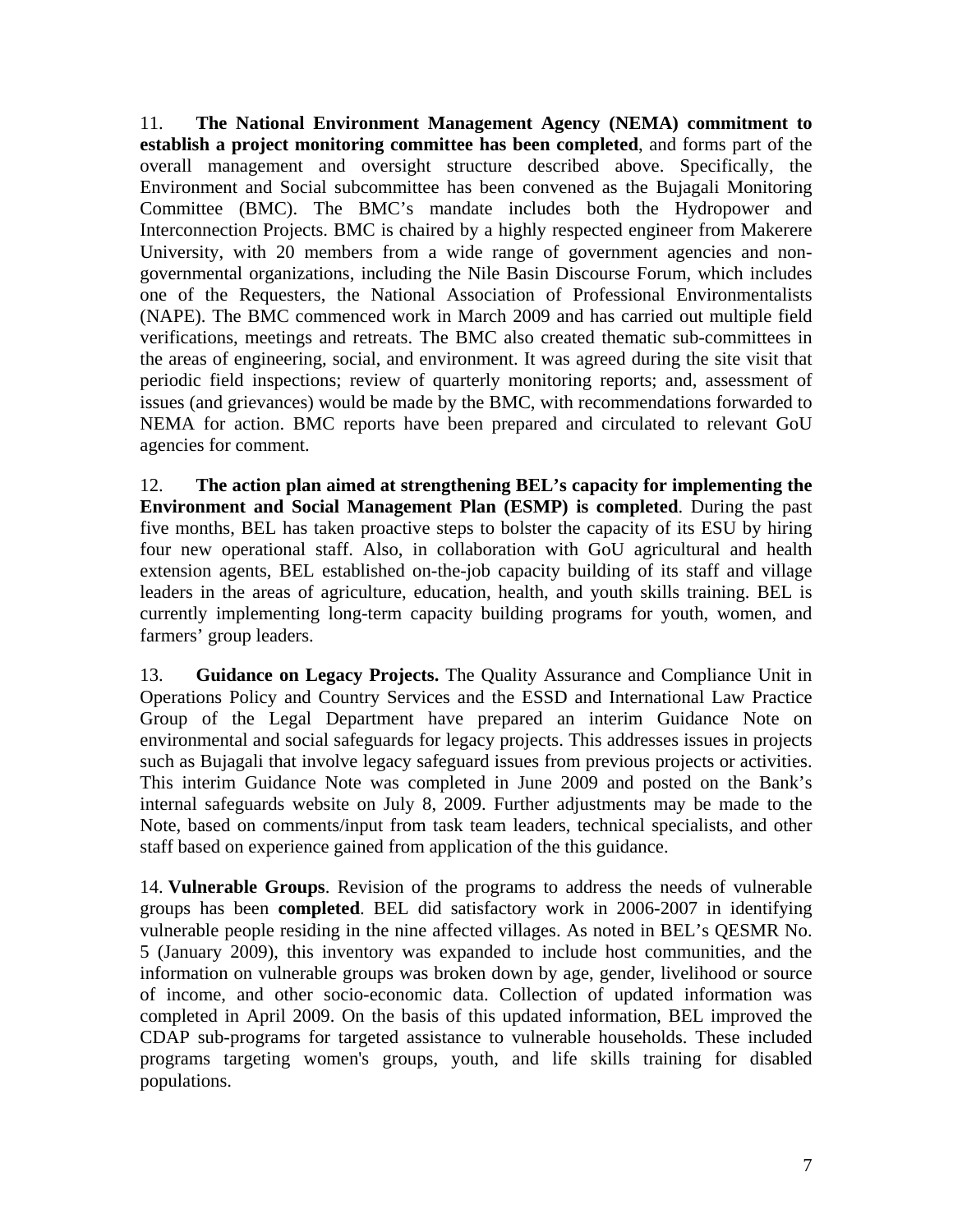11. **The National Environment Management Agency (NEMA) commitment to establish a project monitoring committee has been completed**, and forms part of the overall management and oversight structure described above. Specifically, the Environment and Social subcommittee has been convened as the Bujagali Monitoring Committee (BMC). The BMC's mandate includes both the Hydropower and Interconnection Projects. BMC is chaired by a highly respected engineer from Makerere University, with 20 members from a wide range of government agencies and non-governmental organizations, including the Nile Basin Discourse Forum, which includes one of the Requesters, the National Association of Professional Environmentalists (NAPE). The BMC commenced work in March 2009 and has carried out multiple field verifications, meetings and retreats. The BMC also created thematic sub-committees in the areas of engineering, social, and environment. It was agreed during the site visit that periodic field inspections; review of quarterly monitoring reports; and, assessment of issues (and grievances) would be made by the BMC, with recommendations forwarded to NEMA for action. BMC reports have been prepared and circulated to relevant GoU agencies for comment.

12. **The action plan aimed at strengthening BEL's capacity for implementing the Environment and Social Management Plan (ESMP) is completed**. During the past five months, BEL has taken proactive steps to bolster the capacity of its ESU by hiring four new operational staff. Also, in collaboration with GoU agricultural and health extension agents, BEL established on-the-job capacity building of its staff and village leaders in the areas of agriculture, education, health, and youth skills training. BEL is currently implementing long-term capacity building programs for youth, women, and farmers' group leaders.

13. **Guidance on Legacy Projects.** The Quality Assurance and Compliance Unit in Operations Policy and Country Services and the ESSD and International Law Practice Group of the Legal Department have prepared an interim Guidance Note on environmental and social safeguards for legacy projects. This addresses issues in projects such as Bujagali that involve legacy safeguard issues from previous projects or activities. This interim Guidance Note was completed in June 2009 and posted on the Bank's internal safeguards website on July 8, 2009. Further adjustments may be made to the Note, based on comments/input from task team leaders, technical specialists, and other staff based on experience gained from application of the this guidance.

14. **Vulnerable Groups**. Revision of the programs to address the needs of vulnerable groups has been **completed**. BEL did satisfactory work in 2006-2007 in identifying vulnerable people residing in the nine affected villages. As noted in BEL's QESMR No. 5 (January 2009), this inventory was expanded to include host communities, and the information on vulnerable groups was broken down by age, gender, livelihood or source of income, and other socio-economic data. Collection of updated information was completed in April 2009. On the basis of this updated information, BEL improved the CDAP sub-programs for targeted assistance to vulnerable households. These included programs targeting women's groups, youth, and life skills training for disabled populations.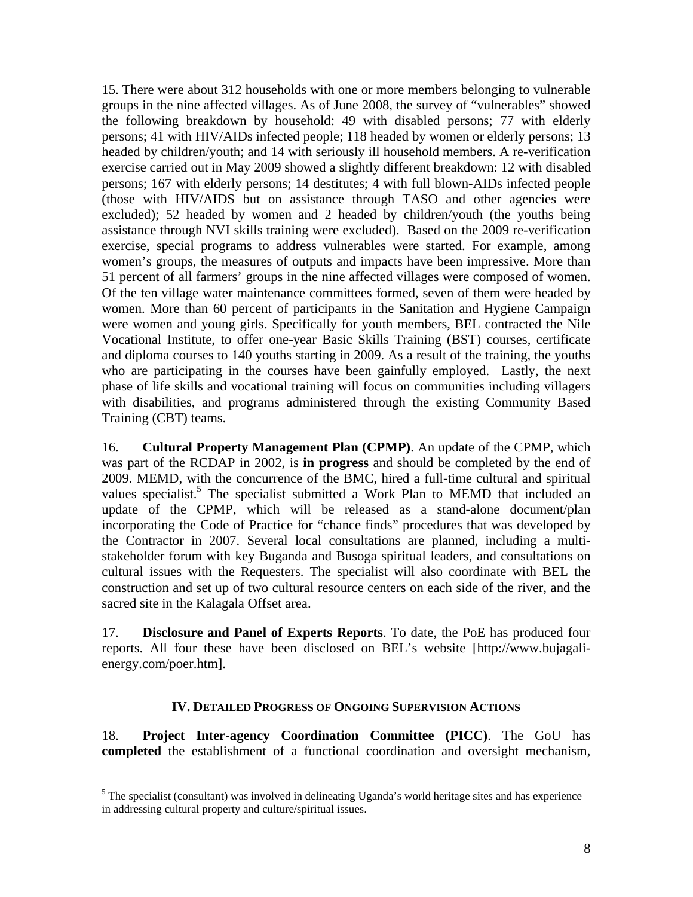15. There were about 312 households with one or more members belonging to vulnerable groups in the nine affected villages. As of June 2008, the survey of "vulnerables" showed the following breakdown by household: 49 with disabled persons; 77 with elderly persons; 41 with HIV/AIDs infected people; 118 headed by women or elderly persons; 13 headed by children/youth; and 14 with seriously ill household members. A re-verification exercise carried out in May 2009 showed a slightly different breakdown: 12 with disabled persons; 167 with elderly persons; 14 destitutes; 4 with full blown-AIDs infected people (those with HIV/AIDS but on assistance through TASO and other agencies were excluded); 52 headed by women and 2 headed by children/youth (the youths being assistance through NVI skills training were excluded). Based on the 2009 re-verification exercise, special programs to address vulnerables were started. For example, among women's groups, the measures of outputs and impacts have been impressive. More than 51 percent of all farmers' groups in the nine affected villages were composed of women. Of the ten village water maintenance committees formed, seven of them were headed by women. More than 60 percent of participants in the Sanitation and Hygiene Campaign were women and young girls. Specifically for youth members, BEL contracted the Nile Vocational Institute, to offer one-year Basic Skills Training (BST) courses, certificate and diploma courses to 140 youths starting in 2009. As a result of the training, the youths who are participating in the courses have been gainfully employed. Lastly, the next phase of life skills and vocational training will focus on communities including villagers with disabilities, and programs administered through the existing Community Based Training (CBT) teams.

16. **Cultural Property Management Plan (CPMP)**. An update of the CPMP, which was part of the RCDAP in 2002, is **in progress** and should be completed by the end of 2009. MEMD, with the concurrence of the BMC, hired a full-time cultural and spiritual values specialist.[5] The specialist submitted a Work Plan to MEMD that included an update of the CPMP, which will be released as a stand-alone document/plan incorporating the Code of Practice for "chance finds" procedures that was developed by the Contractor in 2007. Several local consultations are planned, including a multi-stakeholder forum with key Buganda and Busoga spiritual leaders, and consultations on cultural issues with the Requesters. The specialist will also coordinate with BEL the construction and set up of two cultural resource centers on each side of the river, and the sacred site in the Kalagala Offset area.

17. **Disclosure and Panel of Experts Reports**. To date, the PoE has produced four reports. All four these have been disclosed on BEL's website [http://www.bujagali-energy.com/poer.htm].

## IV. Detailed Progress of Ongoing Supervision Actions

18. **Project Inter-agency Coordination Committee (PICC)**. The GoU has **completed** the establishment of a functional coordination and oversight mechanism,

[5] The specialist (consultant) was involved in delineating Uganda's world heritage sites and has experience in addressing cultural property and culture/spiritual issues.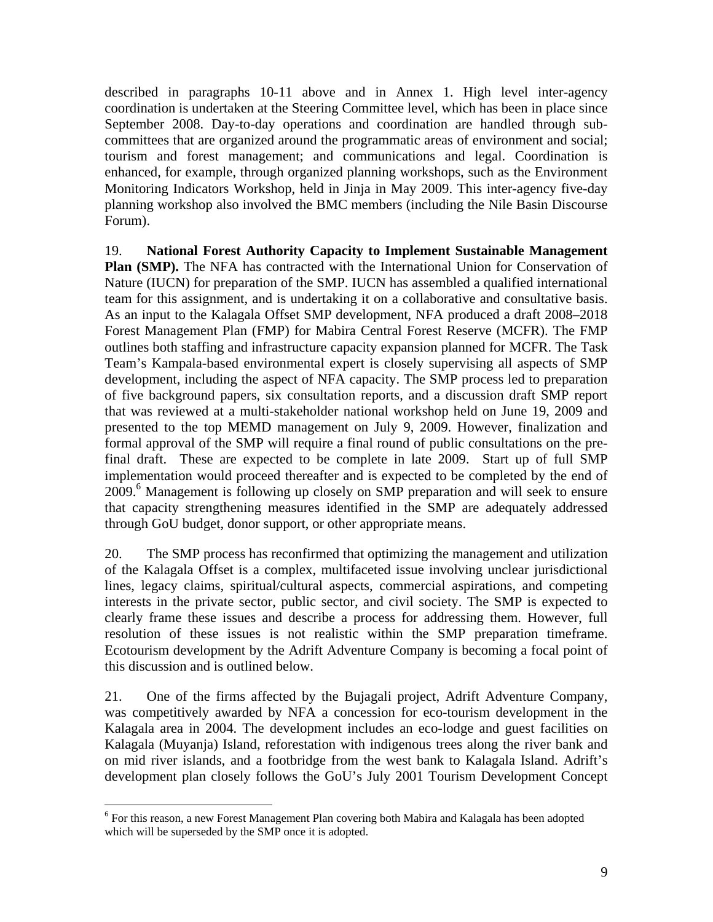described in paragraphs 10-11 above and in Annex 1. High level inter-agency coordination is undertaken at the Steering Committee level, which has been in place since September 2008. Day-to-day operations and coordination are handled through sub-committees that are organized around the programmatic areas of environment and social; tourism and forest management; and communications and legal. Coordination is enhanced, for example, through organized planning workshops, such as the Environment Monitoring Indicators Workshop, held in Jinja in May 2009. This inter-agency five-day planning workshop also involved the BMC members (including the Nile Basin Discourse Forum).

19. **National Forest Authority Capacity to Implement Sustainable Management Plan (SMP).** The NFA has contracted with the International Union for Conservation of Nature (IUCN) for preparation of the SMP. IUCN has assembled a qualified international team for this assignment, and is undertaking it on a collaborative and consultative basis. As an input to the Kalagala Offset SMP development, NFA produced a draft 2008–2018 Forest Management Plan (FMP) for Mabira Central Forest Reserve (MCFR). The FMP outlines both staffing and infrastructure capacity expansion planned for MCFR. The Task Team's Kampala-based environmental expert is closely supervising all aspects of SMP development, including the aspect of NFA capacity. The SMP process led to preparation of five background papers, six consultation reports, and a discussion draft SMP report that was reviewed at a multi-stakeholder national workshop held on June 19, 2009 and presented to the top MEMD management on July 9, 2009. However, finalization and formal approval of the SMP will require a final round of public consultations on the pre-final draft. These are expected to be complete in late 2009. Start up of full SMP implementation would proceed thereafter and is expected to be completed by the end of 2009.[6] Management is following up closely on SMP preparation and will seek to ensure that capacity strengthening measures identified in the SMP are adequately addressed through GoU budget, donor support, or other appropriate means.

20. The SMP process has reconfirmed that optimizing the management and utilization of the Kalagala Offset is a complex, multifaceted issue involving unclear jurisdictional lines, legacy claims, spiritual/cultural aspects, commercial aspirations, and competing interests in the private sector, public sector, and civil society. The SMP is expected to clearly frame these issues and describe a process for addressing them. However, full resolution of these issues is not realistic within the SMP preparation timeframe. Ecotourism development by the Adrift Adventure Company is becoming a focal point of this discussion and is outlined below.

21. One of the firms affected by the Bujagali project, Adrift Adventure Company, was competitively awarded by NFA a concession for eco-tourism development in the Kalagala area in 2004. The development includes an eco-lodge and guest facilities on Kalagala (Muyanja) Island, reforestation with indigenous trees along the river bank and on mid river islands, and a footbridge from the west bank to Kalagala Island. Adrift's development plan closely follows the GoU's July 2001 Tourism Development Concept

[6] For this reason, a new Forest Management Plan covering both Mabira and Kalagala has been adopted which will be superseded by the SMP once it is adopted.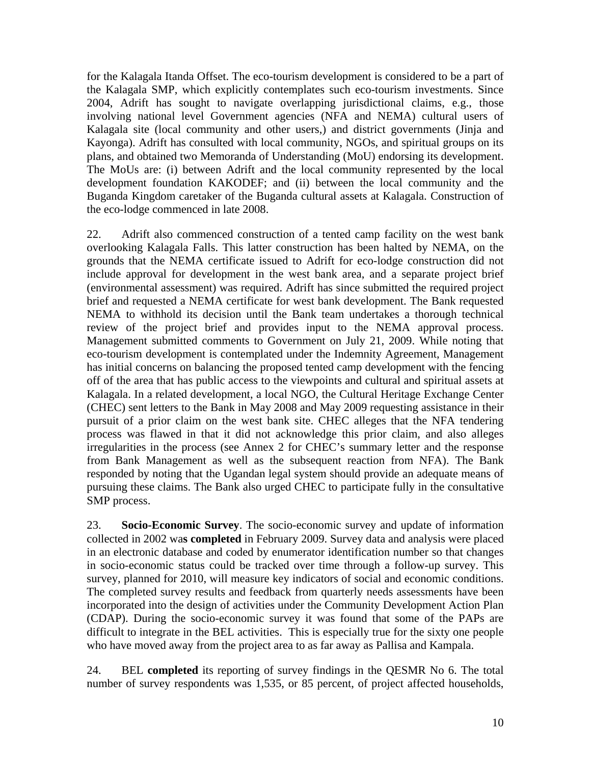for the Kalagala Itanda Offset. The eco-tourism development is considered to be a part of the Kalagala SMP, which explicitly contemplates such eco-tourism investments. Since 2004, Adrift has sought to navigate overlapping jurisdictional claims, e.g., those involving national level Government agencies (NFA and NEMA) cultural users of Kalagala site (local community and other users,) and district governments (Jinja and Kayonga). Adrift has consulted with local community, NGOs, and spiritual groups on its plans, and obtained two Memoranda of Understanding (MoU) endorsing its development. The MoUs are: (i) between Adrift and the local community represented by the local development foundation KAKODEF; and (ii) between the local community and the Buganda Kingdom caretaker of the Buganda cultural assets at Kalagala. Construction of the eco-lodge commenced in late 2008.

22. Adrift also commenced construction of a tented camp facility on the west bank overlooking Kalagala Falls. This latter construction has been halted by NEMA, on the grounds that the NEMA certificate issued to Adrift for eco-lodge construction did not include approval for development in the west bank area, and a separate project brief (environmental assessment) was required. Adrift has since submitted the required project brief and requested a NEMA certificate for west bank development. The Bank requested NEMA to withhold its decision until the Bank team undertakes a thorough technical review of the project brief and provides input to the NEMA approval process. Management submitted comments to Government on July 21, 2009. While noting that eco-tourism development is contemplated under the Indemnity Agreement, Management has initial concerns on balancing the proposed tented camp development with the fencing off of the area that has public access to the viewpoints and cultural and spiritual assets at Kalagala. In a related development, a local NGO, the Cultural Heritage Exchange Center (CHEC) sent letters to the Bank in May 2008 and May 2009 requesting assistance in their pursuit of a prior claim on the west bank site. CHEC alleges that the NFA tendering process was flawed in that it did not acknowledge this prior claim, and also alleges irregularities in the process (see Annex 2 for CHEC's summary letter and the response from Bank Management as well as the subsequent reaction from NFA). The Bank responded by noting that the Ugandan legal system should provide an adequate means of pursuing these claims. The Bank also urged CHEC to participate fully in the consultative SMP process.

23. **Socio-Economic Survey**. The socio-economic survey and update of information collected in 2002 wa**s completed** in February 2009. Survey data and analysis were placed in an electronic database and coded by enumerator identification number so that changes in socio-economic status could be tracked over time through a follow-up survey. This survey, planned for 2010, will measure key indicators of social and economic conditions. The completed survey results and feedback from quarterly needs assessments have been incorporated into the design of activities under the Community Development Action Plan (CDAP). During the socio-economic survey it was found that some of the PAPs are difficult to integrate in the BEL activities. This is especially true for the sixty one people who have moved away from the project area to as far away as Pallisa and Kampala.

24. BEL **completed** its reporting of survey findings in the QESMR No 6. The total number of survey respondents was 1,535, or 85 percent, of project affected households,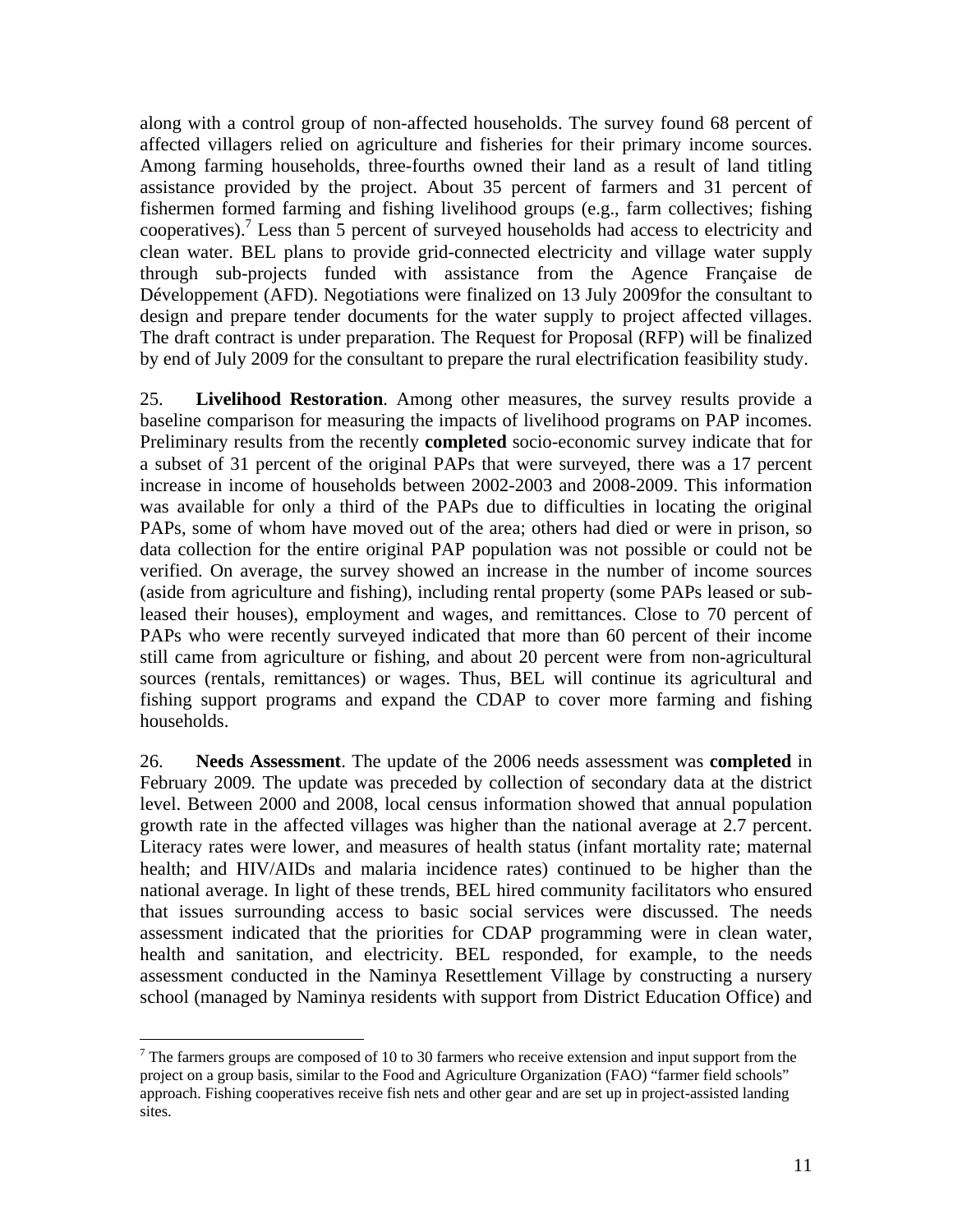along with a control group of non-affected households. The survey found 68 percent of affected villagers relied on agriculture and fisheries for their primary income sources. Among farming households, three-fourths owned their land as a result of land titling assistance provided by the project. About 35 percent of farmers and 31 percent of fishermen formed farming and fishing livelihood groups (e.g., farm collectives; fishing cooperatives).[7] Less than 5 percent of surveyed households had access to electricity and clean water. BEL plans to provide grid-connected electricity and village water supply through sub-projects funded with assistance from the Agence Française de Développement (AFD). Negotiations were finalized on 13 July 2009for the consultant to design and prepare tender documents for the water supply to project affected villages. The draft contract is under preparation. The Request for Proposal (RFP) will be finalized by end of July 2009 for the consultant to prepare the rural electrification feasibility study.

25. **Livelihood Restoration**. Among other measures, the survey results provide a baseline comparison for measuring the impacts of livelihood programs on PAP incomes. Preliminary results from the recently **completed** socio-economic survey indicate that for a subset of 31 percent of the original PAPs that were surveyed, there was a 17 percent increase in income of households between 2002-2003 and 2008-2009. This information was available for only a third of the PAPs due to difficulties in locating the original PAPs, some of whom have moved out of the area; others had died or were in prison, so data collection for the entire original PAP population was not possible or could not be verified. On average, the survey showed an increase in the number of income sources (aside from agriculture and fishing), including rental property (some PAPs leased or sub-leased their houses), employment and wages, and remittances. Close to 70 percent of PAPs who were recently surveyed indicated that more than 60 percent of their income still came from agriculture or fishing, and about 20 percent were from non-agricultural sources (rentals, remittances) or wages. Thus, BEL will continue its agricultural and fishing support programs and expand the CDAP to cover more farming and fishing households.

26. **Needs Assessment**. The update of the 2006 needs assessment was **completed** in February 2009*.* The update was preceded by collection of secondary data at the district level. Between 2000 and 2008, local census information showed that annual population growth rate in the affected villages was higher than the national average at 2.7 percent. Literacy rates were lower, and measures of health status (infant mortality rate; maternal health; and HIV/AIDs and malaria incidence rates) continued to be higher than the national average. In light of these trends, BEL hired community facilitators who ensured that issues surrounding access to basic social services were discussed. The needs assessment indicated that the priorities for CDAP programming were in clean water, health and sanitation, and electricity. BEL responded, for example, to the needs assessment conducted in the Naminya Resettlement Village by constructing a nursery school (managed by Naminya residents with support from District Education Office) and

---

[7] The farmers groups are composed of 10 to 30 farmers who receive extension and input support from the project on a group basis, similar to the Food and Agriculture Organization (FAO) "farmer field schools" approach. Fishing cooperatives receive fish nets and other gear and are set up in project-assisted landing sites.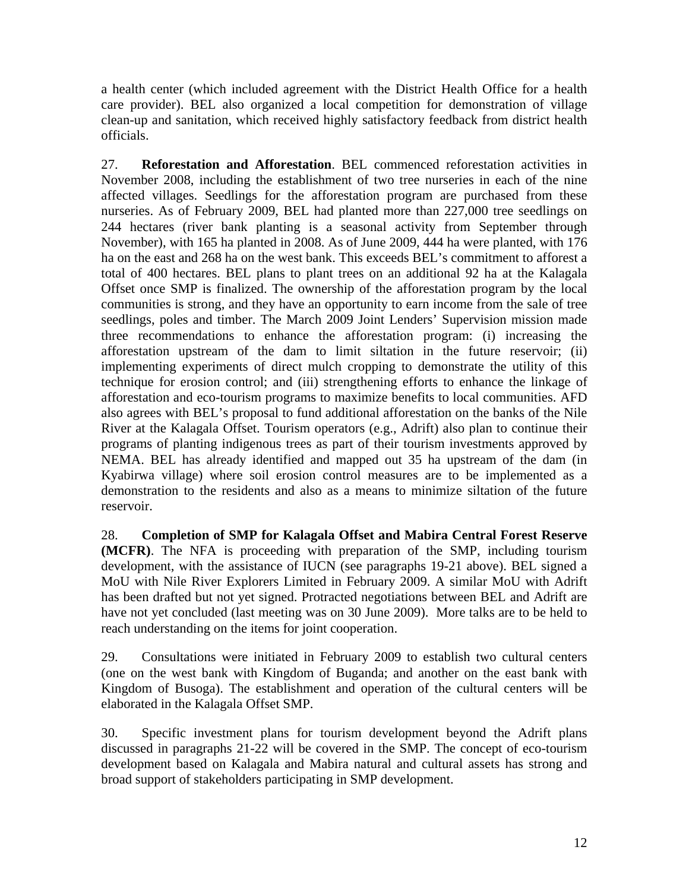a health center (which included agreement with the District Health Office for a health care provider). BEL also organized a local competition for demonstration of village clean-up and sanitation, which received highly satisfactory feedback from district health officials.

27. **Reforestation and Afforestation**. BEL commenced reforestation activities in November 2008, including the establishment of two tree nurseries in each of the nine affected villages. Seedlings for the afforestation program are purchased from these nurseries. As of February 2009, BEL had planted more than 227,000 tree seedlings on 244 hectares (river bank planting is a seasonal activity from September through November), with 165 ha planted in 2008. As of June 2009, 444 ha were planted, with 176 ha on the east and 268 ha on the west bank. This exceeds BEL's commitment to afforest a total of 400 hectares. BEL plans to plant trees on an additional 92 ha at the Kalagala Offset once SMP is finalized. The ownership of the afforestation program by the local communities is strong, and they have an opportunity to earn income from the sale of tree seedlings, poles and timber. The March 2009 Joint Lenders' Supervision mission made three recommendations to enhance the afforestation program: (i) increasing the afforestation upstream of the dam to limit siltation in the future reservoir; (ii) implementing experiments of direct mulch cropping to demonstrate the utility of this technique for erosion control; and (iii) strengthening efforts to enhance the linkage of afforestation and eco-tourism programs to maximize benefits to local communities. AFD also agrees with BEL's proposal to fund additional afforestation on the banks of the Nile River at the Kalagala Offset. Tourism operators (e.g., Adrift) also plan to continue their programs of planting indigenous trees as part of their tourism investments approved by NEMA. BEL has already identified and mapped out 35 ha upstream of the dam (in Kyabirwa village) where soil erosion control measures are to be implemented as a demonstration to the residents and also as a means to minimize siltation of the future reservoir.

28. **Completion of SMP for Kalagala Offset and Mabira Central Forest Reserve (MCFR)**. The NFA is proceeding with preparation of the SMP, including tourism development, with the assistance of IUCN (see paragraphs 19-21 above). BEL signed a MoU with Nile River Explorers Limited in February 2009. A similar MoU with Adrift has been drafted but not yet signed. Protracted negotiations between BEL and Adrift are have not yet concluded (last meeting was on 30 June 2009). More talks are to be held to reach understanding on the items for joint cooperation.

29. Consultations were initiated in February 2009 to establish two cultural centers (one on the west bank with Kingdom of Buganda; and another on the east bank with Kingdom of Busoga). The establishment and operation of the cultural centers will be elaborated in the Kalagala Offset SMP.

30. Specific investment plans for tourism development beyond the Adrift plans discussed in paragraphs 21-22 will be covered in the SMP. The concept of eco-tourism development based on Kalagala and Mabira natural and cultural assets has strong and broad support of stakeholders participating in SMP development.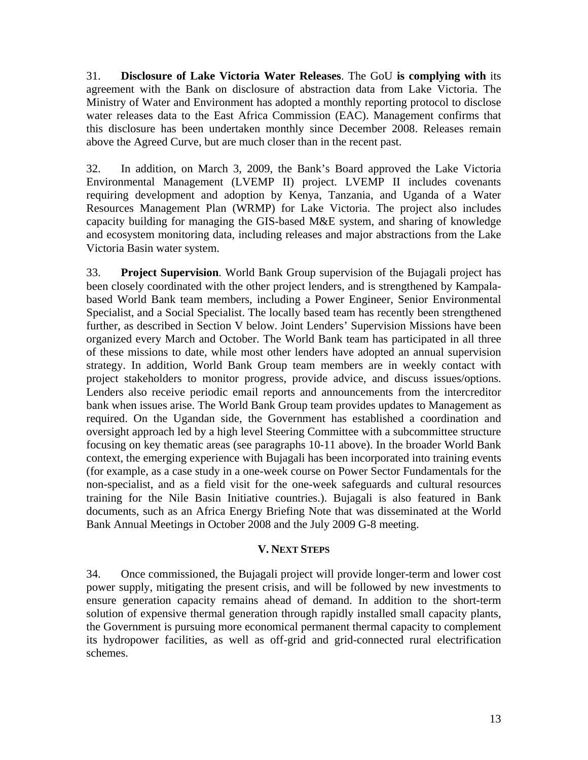31. **Disclosure of Lake Victoria Water Releases**. The GoU **is complying with** its agreement with the Bank on disclosure of abstraction data from Lake Victoria. The Ministry of Water and Environment has adopted a monthly reporting protocol to disclose water releases data to the East Africa Commission (EAC). Management confirms that this disclosure has been undertaken monthly since December 2008. Releases remain above the Agreed Curve, but are much closer than in the recent past.

32. In addition, on March 3, 2009, the Bank's Board approved the Lake Victoria Environmental Management (LVEMP II) project. LVEMP II includes covenants requiring development and adoption by Kenya, Tanzania, and Uganda of a Water Resources Management Plan (WRMP) for Lake Victoria. The project also includes capacity building for managing the GIS-based M&E system, and sharing of knowledge and ecosystem monitoring data, including releases and major abstractions from the Lake Victoria Basin water system.

33. **Project Supervision**. World Bank Group supervision of the Bujagali project has been closely coordinated with the other project lenders, and is strengthened by Kampala-based World Bank team members, including a Power Engineer, Senior Environmental Specialist, and a Social Specialist. The locally based team has recently been strengthened further, as described in Section V below. Joint Lenders' Supervision Missions have been organized every March and October. The World Bank team has participated in all three of these missions to date, while most other lenders have adopted an annual supervision strategy. In addition, World Bank Group team members are in weekly contact with project stakeholders to monitor progress, provide advice, and discuss issues/options. Lenders also receive periodic email reports and announcements from the intercreditor bank when issues arise. The World Bank Group team provides updates to Management as required. On the Ugandan side, the Government has established a coordination and oversight approach led by a high level Steering Committee with a subcommittee structure focusing on key thematic areas (see paragraphs 10-11 above). In the broader World Bank context, the emerging experience with Bujagali has been incorporated into training events (for example, as a case study in a one-week course on Power Sector Fundamentals for the non-specialist, and as a field visit for the one-week safeguards and cultural resources training for the Nile Basin Initiative countries.). Bujagali is also featured in Bank documents, such as an Africa Energy Briefing Note that was disseminated at the World Bank Annual Meetings in October 2008 and the July 2009 G-8 meeting.

## V. NEXT STEPS

34. Once commissioned, the Bujagali project will provide longer-term and lower cost power supply, mitigating the present crisis, and will be followed by new investments to ensure generation capacity remains ahead of demand. In addition to the short-term solution of expensive thermal generation through rapidly installed small capacity plants, the Government is pursuing more economical permanent thermal capacity to complement its hydropower facilities, as well as off-grid and grid-connected rural electrification schemes.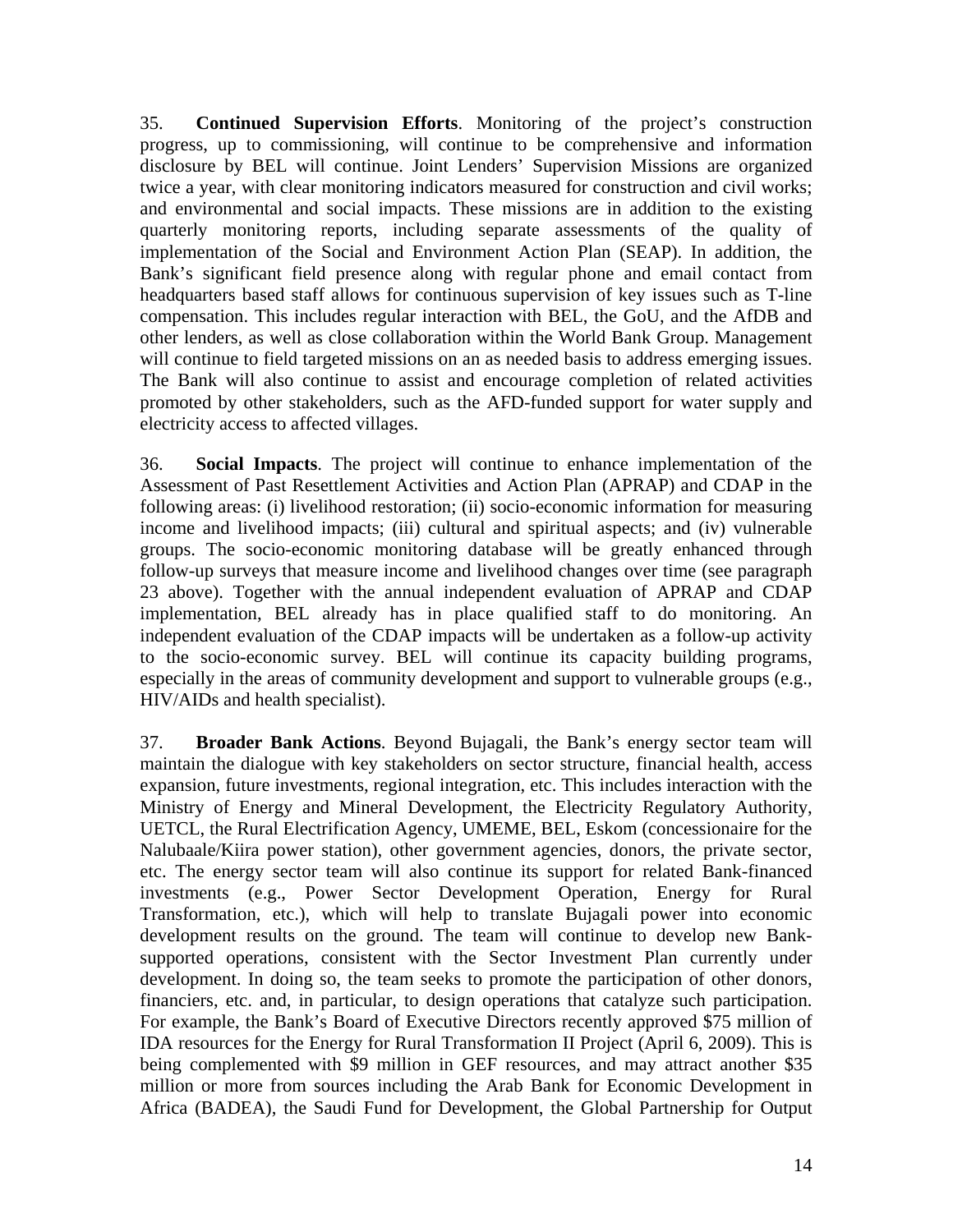35. **Continued Supervision Efforts**. Monitoring of the project's construction progress, up to commissioning, will continue to be comprehensive and information disclosure by BEL will continue. Joint Lenders' Supervision Missions are organized twice a year, with clear monitoring indicators measured for construction and civil works; and environmental and social impacts. These missions are in addition to the existing quarterly monitoring reports, including separate assessments of the quality of implementation of the Social and Environment Action Plan (SEAP). In addition, the Bank's significant field presence along with regular phone and email contact from headquarters based staff allows for continuous supervision of key issues such as T-line compensation. This includes regular interaction with BEL, the GoU, and the AfDB and other lenders, as well as close collaboration within the World Bank Group. Management will continue to field targeted missions on an as needed basis to address emerging issues. The Bank will also continue to assist and encourage completion of related activities promoted by other stakeholders, such as the AFD-funded support for water supply and electricity access to affected villages.

36. **Social Impacts**. The project will continue to enhance implementation of the Assessment of Past Resettlement Activities and Action Plan (APRAP) and CDAP in the following areas: (i) livelihood restoration; (ii) socio-economic information for measuring income and livelihood impacts; (iii) cultural and spiritual aspects; and (iv) vulnerable groups. The socio-economic monitoring database will be greatly enhanced through follow-up surveys that measure income and livelihood changes over time (see paragraph 23 above). Together with the annual independent evaluation of APRAP and CDAP implementation, BEL already has in place qualified staff to do monitoring. An independent evaluation of the CDAP impacts will be undertaken as a follow-up activity to the socio-economic survey. BEL will continue its capacity building programs, especially in the areas of community development and support to vulnerable groups (e.g., HIV/AIDs and health specialist).

37. **Broader Bank Actions**. Beyond Bujagali, the Bank's energy sector team will maintain the dialogue with key stakeholders on sector structure, financial health, access expansion, future investments, regional integration, etc. This includes interaction with the Ministry of Energy and Mineral Development, the Electricity Regulatory Authority, UETCL, the Rural Electrification Agency, UMEME, BEL, Eskom (concessionaire for the Nalubaale/Kiira power station), other government agencies, donors, the private sector, etc. The energy sector team will also continue its support for related Bank-financed investments (e.g., Power Sector Development Operation, Energy for Rural Transformation, etc.), which will help to translate Bujagali power into economic development results on the ground. The team will continue to develop new Bank-supported operations, consistent with the Sector Investment Plan currently under development. In doing so, the team seeks to promote the participation of other donors, financiers, etc. and, in particular, to design operations that catalyze such participation. For example, the Bank's Board of Executive Directors recently approved $75 million of IDA resources for the Energy for Rural Transformation II Project (April 6, 2009). This is being complemented with $9 million in GEF resources, and may attract another $35 million or more from sources including the Arab Bank for Economic Development in Africa (BADEA), the Saudi Fund for Development, the Global Partnership for Output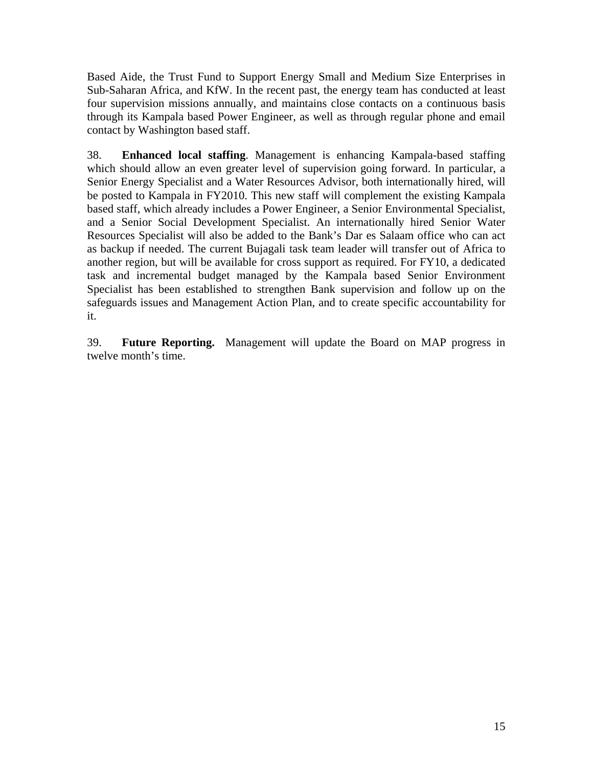Based Aide, the Trust Fund to Support Energy Small and Medium Size Enterprises in Sub-Saharan Africa, and KfW. In the recent past, the energy team has conducted at least four supervision missions annually, and maintains close contacts on a continuous basis through its Kampala based Power Engineer, as well as through regular phone and email contact by Washington based staff.

38. **Enhanced local staffing**. Management is enhancing Kampala-based staffing which should allow an even greater level of supervision going forward. In particular, a Senior Energy Specialist and a Water Resources Advisor, both internationally hired, will be posted to Kampala in FY2010. This new staff will complement the existing Kampala based staff, which already includes a Power Engineer, a Senior Environmental Specialist, and a Senior Social Development Specialist. An internationally hired Senior Water Resources Specialist will also be added to the Bank's Dar es Salaam office who can act as backup if needed. The current Bujagali task team leader will transfer out of Africa to another region, but will be available for cross support as required. For FY10, a dedicated task and incremental budget managed by the Kampala based Senior Environment Specialist has been established to strengthen Bank supervision and follow up on the safeguards issues and Management Action Plan, and to create specific accountability for it.

39. **Future Reporting.** Management will update the Board on MAP progress in twelve month's time.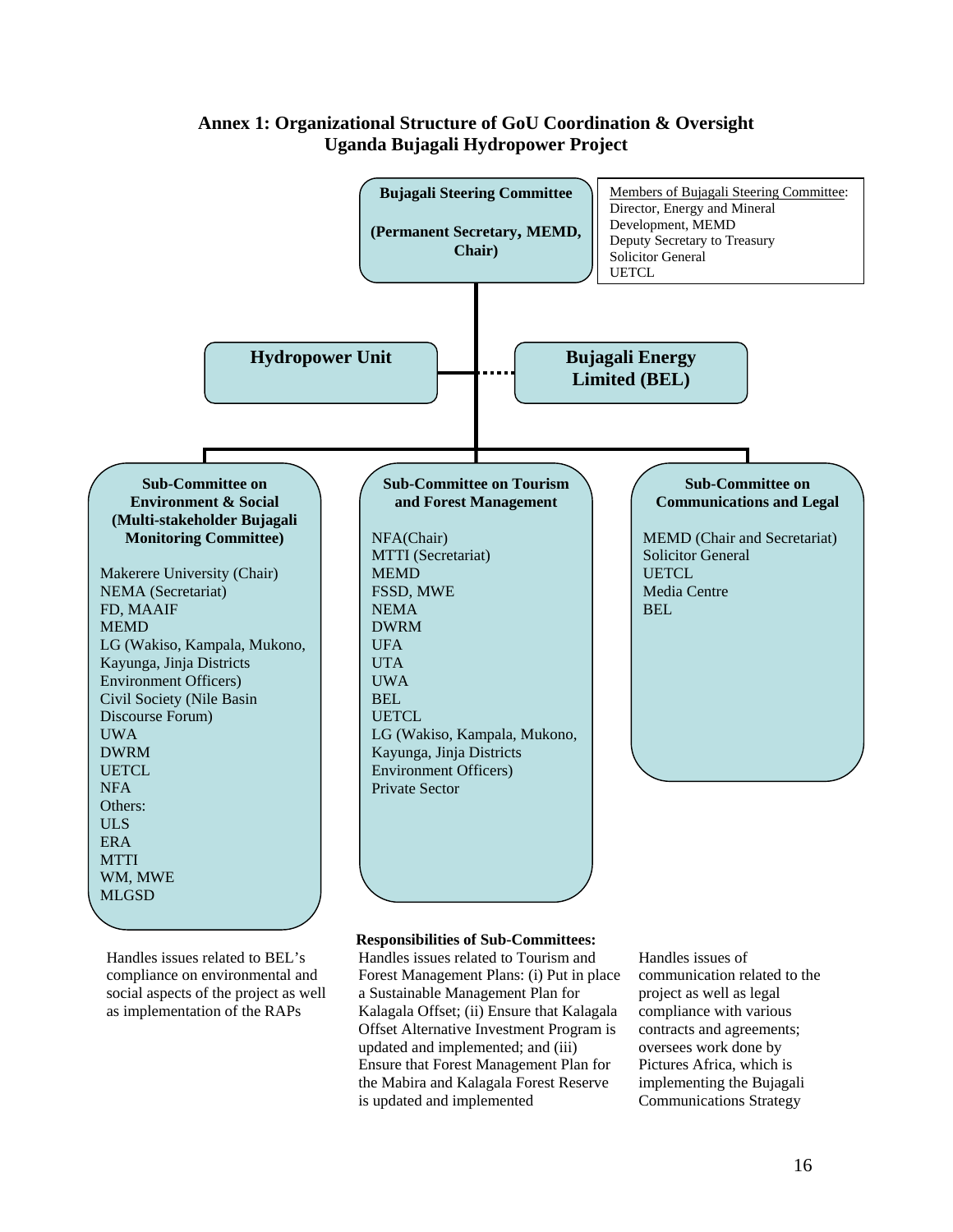# Annex 1: Organizational Structure of GoU Coordination & Oversight
## Uganda Bujagali Hydropower Project

**Bujagali Steering Committee**

**(Permanent Secretary, MEMD, Chair)**

Members of Bujagali Steering Committee:
Director, Energy and Mineral Development, MEMD
Deputy Secretary to Treasury
Solicitor General
UETCL

**Hydropower Unit**

**Bujagali Energy Limited (BEL)**

**Sub-Committee on Environment & Social (Multi-stakeholder Bujagali Monitoring Committee)**

Makerere University (Chair)
NEMA (Secretariat)
FD, MAAIF
MEMD
LG (Wakiso, Kampala, Mukono, Kayunga, Jinja Districts Environment Officers)
Civil Society (Nile Basin Discourse Forum)
UWA
DWRM
UETCL
NFA
Others:
ULS
ERA
MTTI
WM, MWE
MLGSD

**Sub-Committee on Tourism and Forest Management**

NFA(Chair)
MTTI (Secretariat)
MEMD
FSSD, MWE
NEMA
DWRM
UFA
UTA
UWA
BEL
UETCL
LG (Wakiso, Kampala, Mukono, Kayunga, Jinja Districts Environment Officers)
Private Sector

**Sub-Committee on Communications and Legal**

MEMD (Chair and Secretariat)
Solicitor General
UETCL
Media Centre
BEL

**Responsibilities of Sub-Committees:**

Handles issues related to BEL's compliance on environmental and social aspects of the project as well as implementation of the RAPs

Handles issues related to Tourism and Forest Management Plans: (i) Put in place a Sustainable Management Plan for Kalagala Offset; (ii) Ensure that Kalagala Offset Alternative Investment Program is updated and implemented; and (iii) Ensure that Forest Management Plan for the Mabira and Kalagala Forest Reserve is updated and implemented

Handles issues of communication related to the project as well as legal compliance with various contracts and agreements; oversees work done by Pictures Africa, which is implementing the Bujagali Communications Strategy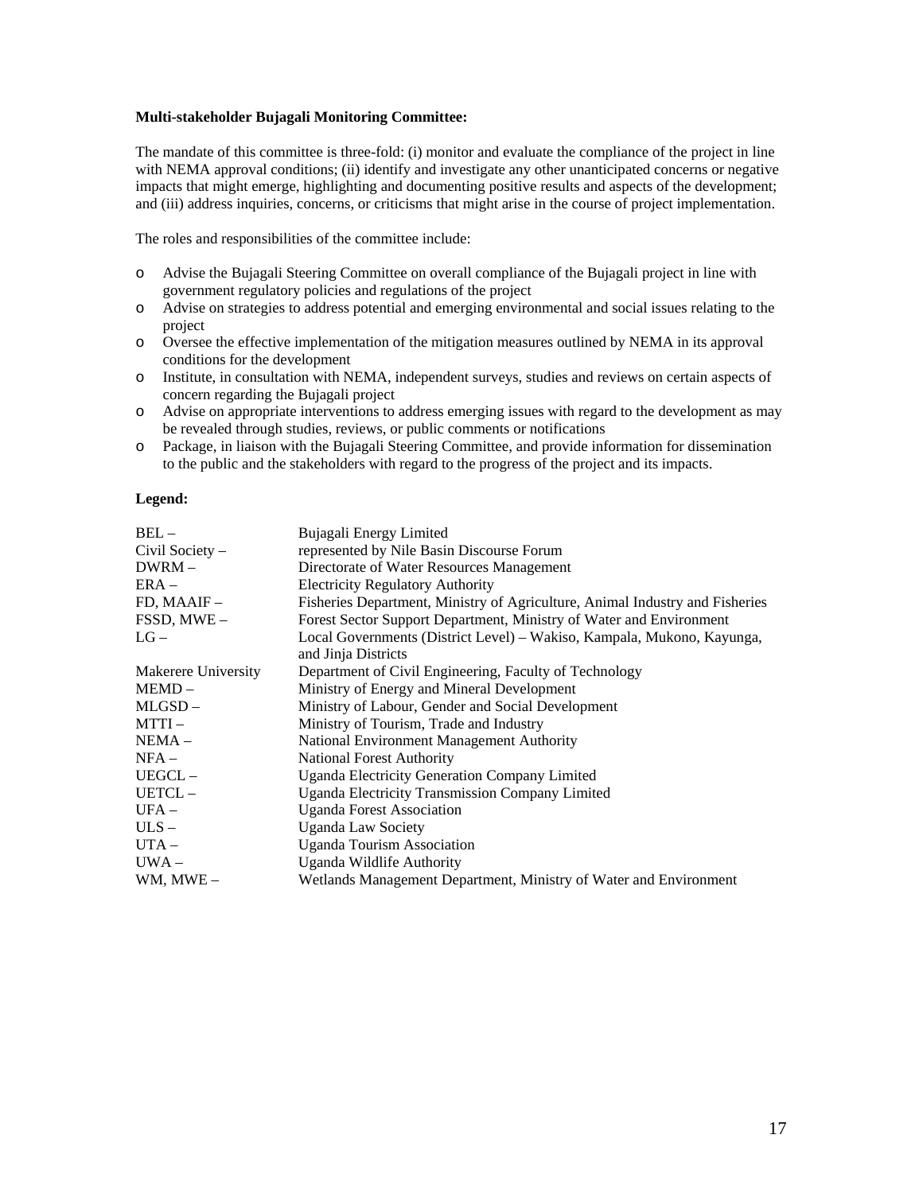**Multi-stakeholder Bujagali Monitoring Committee:**

The mandate of this committee is three-fold: (i) monitor and evaluate the compliance of the project in line with NEMA approval conditions; (ii) identify and investigate any other unanticipated concerns or negative impacts that might emerge, highlighting and documenting positive results and aspects of the development; and (iii) address inquiries, concerns, or criticisms that might arise in the course of project implementation.

The roles and responsibilities of the committee include:

- Advise the Bujagali Steering Committee on overall compliance of the Bujagali project in line with government regulatory policies and regulations of the project
- Advise on strategies to address potential and emerging environmental and social issues relating to the project
- Oversee the effective implementation of the mitigation measures outlined by NEMA in its approval conditions for the development
- Institute, in consultation with NEMA, independent surveys, studies and reviews on certain aspects of concern regarding the Bujagali project
- Advise on appropriate interventions to address emerging issues with regard to the development as may be revealed through studies, reviews, or public comments or notifications
- Package, in liaison with the Bujagali Steering Committee, and provide information for dissemination to the public and the stakeholders with regard to the progress of the project and its impacts.

**Legend:**

| | |
|---|---|
| BEL – | Bujagali Energy Limited |
| Civil Society – | represented by Nile Basin Discourse Forum |
| DWRM – | Directorate of Water Resources Management |
| ERA – | Electricity Regulatory Authority |
| FD, MAAIF – | Fisheries Department, Ministry of Agriculture, Animal Industry and Fisheries |
| FSSD, MWE – | Forest Sector Support Department, Ministry of Water and Environment |
| LG – | Local Governments (District Level) – Wakiso, Kampala, Mukono, Kayunga, and Jinja Districts |
| Makerere University | Department of Civil Engineering, Faculty of Technology |
| MEMD – | Ministry of Energy and Mineral Development |
| MLGSD – | Ministry of Labour, Gender and Social Development |
| MTTI – | Ministry of Tourism, Trade and Industry |
| NEMA – | National Environment Management Authority |
| NFA – | National Forest Authority |
| UEGCL – | Uganda Electricity Generation Company Limited |
| UETCL – | Uganda Electricity Transmission Company Limited |
| UFA – | Uganda Forest Association |
| ULS – | Uganda Law Society |
| UTA – | Uganda Tourism Association |
| UWA – | Uganda Wildlife Authority |
| WM, MWE – | Wetlands Management Department, Ministry of Water and Environment |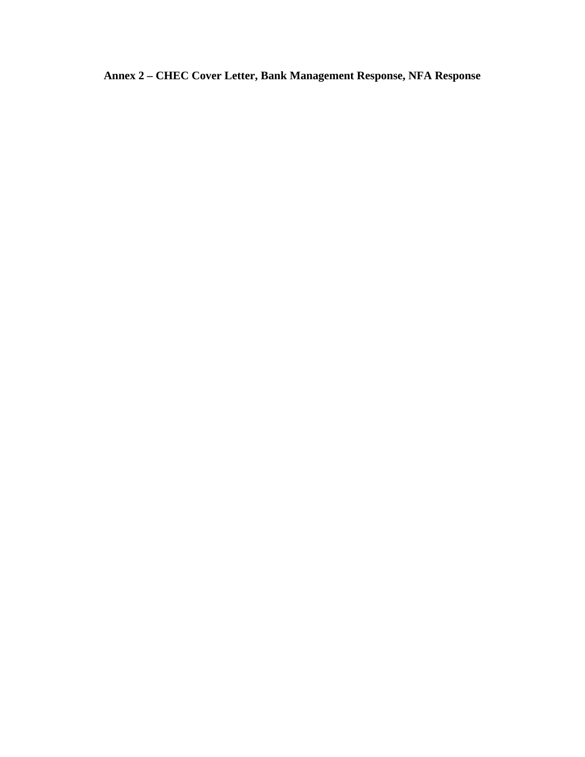# Annex 2 – CHEC Cover Letter, Bank Management Response, NFA Response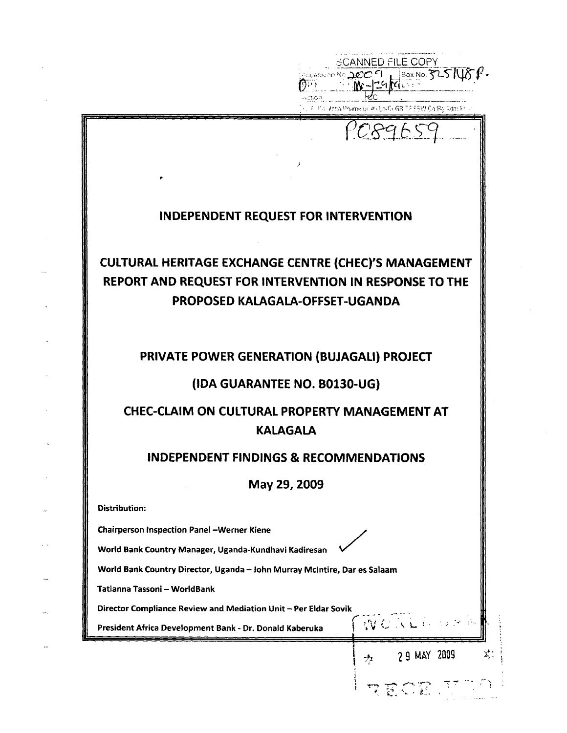SCANNED FILE COPY

PC89659

# INDEPENDENT REQUEST FOR INTERVENTION

## CULTURAL HERITAGE EXCHANGE CENTRE (CHEC)'S MANAGEMENT REPORT AND REQUEST FOR INTERVENTION IN RESPONSE TO THE PROPOSED KALAGALA-OFFSET-UGANDA

## PRIVATE POWER GENERATION (BUJAGALI) PROJECT

## (IDA GUARANTEE NO. B0130-UG)

## CHEC-CLAIM ON CULTURAL PROPERTY MANAGEMENT AT KALAGALA

## INDEPENDENT FINDINGS & RECOMMENDATIONS

**May 29, 2009**

**Distribution:**

**Chairperson Inspection Panel –Werner Kiene**

**World Bank Country Manager, Uganda-Kundhavi Kadiresan**

**World Bank Country Director, Uganda – John Murray McIntire, Dar es Salaam**

**Tatianna Tassoni – WorldBank**

**Director Compliance Review and Mediation Unit – Per Eldar Sovik**

**President Africa Development Bank - Dr. Donald Kaberuka**

29 MAY 2009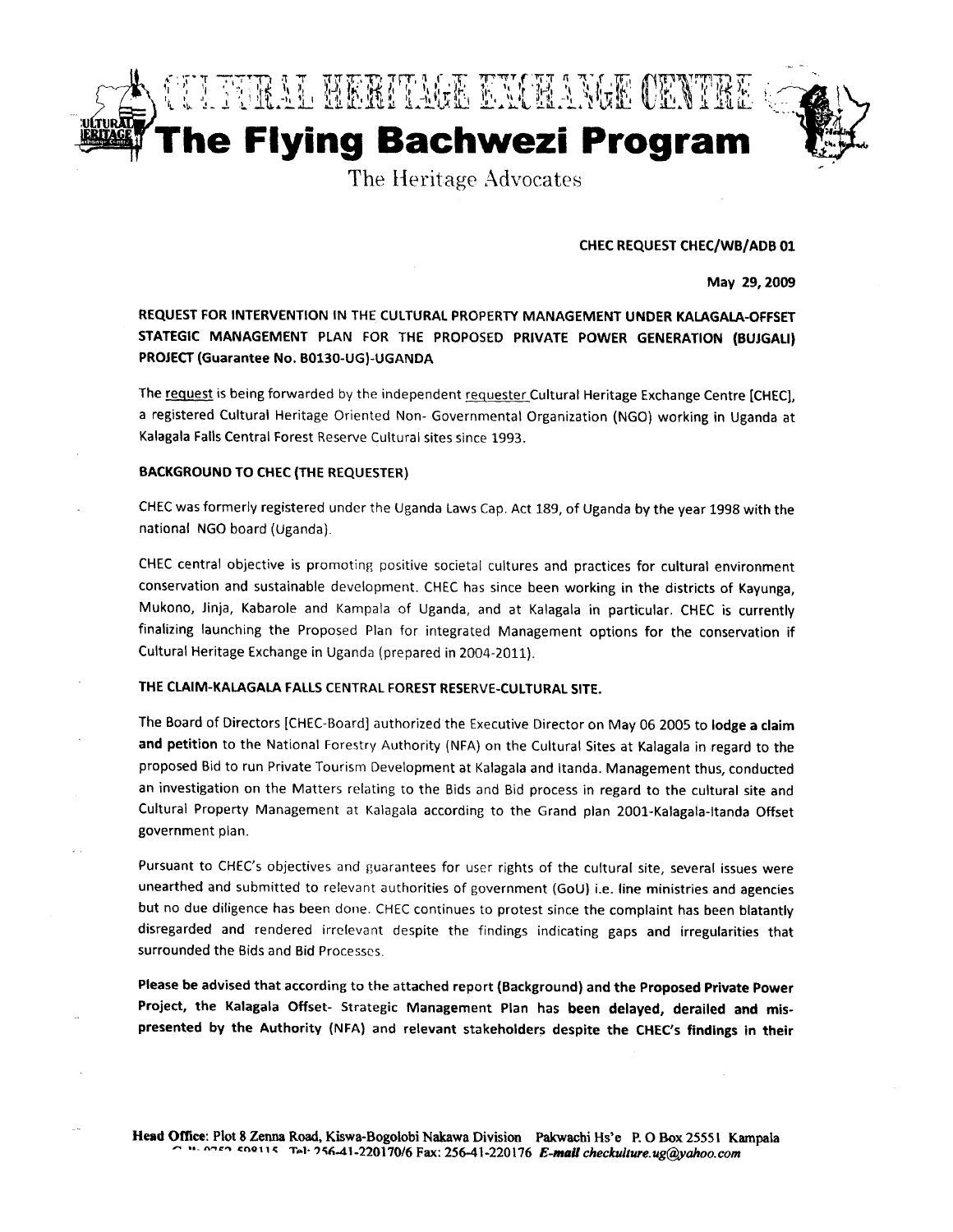# CULTURAL HERITAGE EXCHANGE CENTRE

# The Flying Bachwezi Program

The Heritage Advocates

**CHEC REQUEST CHEC/WB/ADB 01**

**May 29, 2009**

**REQUEST FOR INTERVENTION IN THE CULTURAL PROPERTY MANAGEMENT UNDER KALAGALA-OFFSET STATEGIC MANAGEMENT PLAN FOR THE PROPOSED PRIVATE POWER GENERATION (BUJGALI) PROJECT (Guarantee No. B0130-UG)-UGANDA**

The request is being forwarded by the independent requester Cultural Heritage Exchange Centre [CHEC], a registered Cultural Heritage Oriented Non- Governmental Organization (NGO) working in Uganda at Kalagala Falls Central Forest Reserve Cultural sites since 1993.

**BACKGROUND TO CHEC (THE REQUESTER)**

CHEC was formerly registered under the Uganda Laws Cap. Act 189, of Uganda by the year 1998 with the national NGO board (Uganda).

CHEC central objective is promoting positive societal cultures and practices for cultural environment conservation and sustainable development. CHEC has since been working in the districts of Kayunga, Mukono, Jinja, Kabarole and Kampala of Uganda, and at Kalagala in particular. CHEC is currently finalizing launching the Proposed Plan for integrated Management options for the conservation if Cultural Heritage Exchange in Uganda (prepared in 2004-2011).

**THE CLAIM-KALAGALA FALLS CENTRAL FOREST RESERVE-CULTURAL SITE.**

The Board of Directors [CHEC-Board] authorized the Executive Director on May 06 2005 to **lodge a claim and petition** to the National Forestry Authority (NFA) on the Cultural Sites at Kalagala in regard to the proposed Bid to run Private Tourism Development at Kalagala and Itanda. Management thus, conducted an investigation on the Matters relating to the Bids and Bid process in regard to the cultural site and Cultural Property Management at Kalagala according to the Grand plan 2001-Kalagala-Itanda Offset government plan.

Pursuant to CHEC's objectives and guarantees for user rights of the cultural site, several issues were unearthed and submitted to relevant authorities of government (GoU) i.e. line ministries and agencies but no due diligence has been done. CHEC continues to protest since the complaint has been blatantly disregarded and rendered irrelevant despite the findings indicating gaps and irregularities that surrounded the Bids and Bid Processes.

**Please be advised that according to the attached report (Background) and the Proposed Private Power Project, the Kalagala Offset- Strategic Management Plan has been delayed, derailed and mis-presented by the Authority (NFA) and relevant stakeholders despite the CHEC's findings in their**

**Head Office**: Plot 8 Zenna Road, Kiswa-Bogolobi Nakawa Division Pakwachi Hs'e P. O Box 25551 Kampala
Cell: 0752 598115 Tel: 256-41-220170/6 Fax: 256-41-220176 *E-mail checkulture.ug@yahoo.com*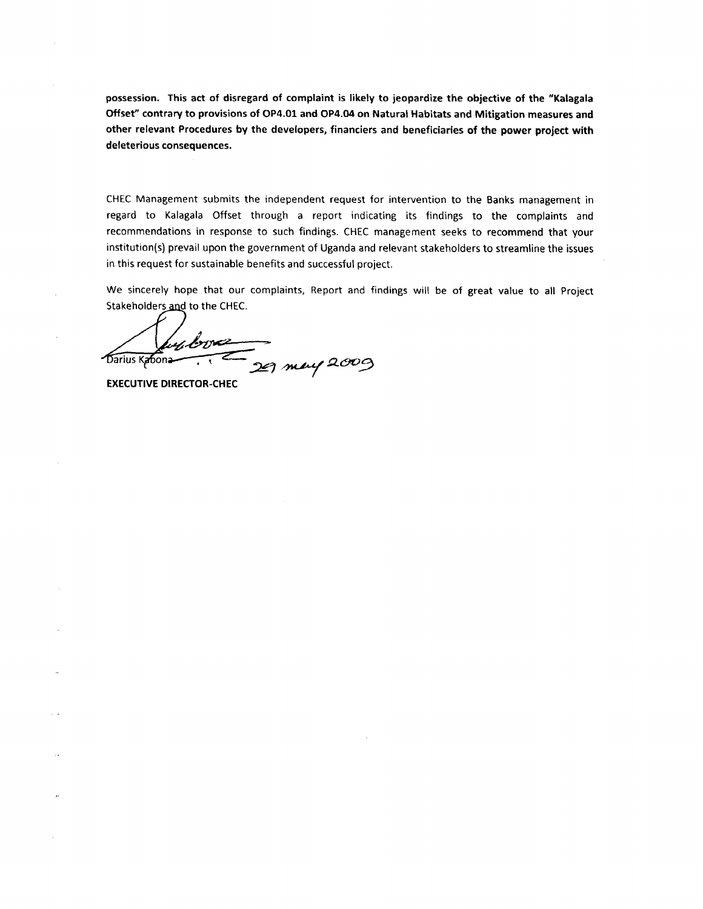**possession. This act of disregard of complaint is likely to jeopardize the objective of the "Kalagala Offset" contrary to provisions of OP4.01 and OP4.04 on Natural Habitats and Mitigation measures and other relevant Procedures by the developers, financiers and beneficiaries of the power project with deleterious consequences.**

CHEC Management submits the independent request for intervention to the Banks management in regard to Kalagala Offset through a report indicating its findings to the complaints and recommendations in response to such findings. CHEC management seeks to recommend that your institution(s) prevail upon the government of Uganda and relevant stakeholders to streamline the issues in this request for sustainable benefits and successful project.

We sincerely hope that our complaints, Report and findings will be of great value to all Project Stakeholders and to the CHEC.

Darius Kabona 29 may 2009

**EXECUTIVE DIRECTOR-CHEC**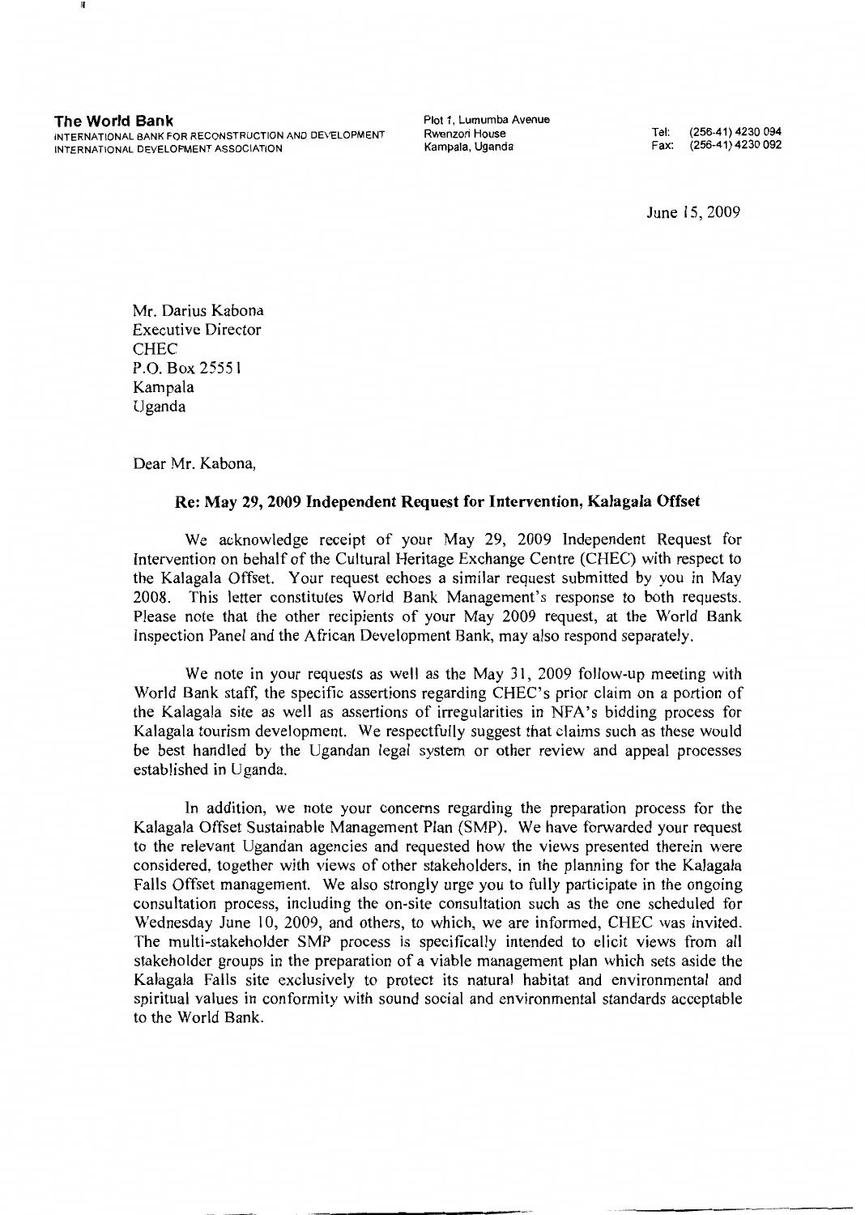**The World Bank**
INTERNATIONAL BANK FOR RECONSTRUCTION AND DEVELOPMENT
INTERNATIONAL DEVELOPMENT ASSOCIATION

Plot 1, Lumumba Avenue
Rwenzori House
Kampala, Uganda

Tel: (256-41) 4230 094
Fax: (256-41) 4230 092

June 15, 2009

Mr. Darius Kabona
Executive Director
CHEC
P.O. Box 25551
Kampala
Uganda

Dear Mr. Kabona,

**Re: May 29, 2009 Independent Request for Intervention, Kalagala Offset**

We acknowledge receipt of your May 29, 2009 Independent Request for Intervention on behalf of the Cultural Heritage Exchange Centre (CHEC) with respect to the Kalagala Offset. Your request echoes a similar request submitted by you in May 2008. This letter constitutes World Bank Management's response to both requests. Please note that the other recipients of your May 2009 request, at the World Bank Inspection Panel and the African Development Bank, may also respond separately.

We note in your requests as well as the May 31, 2009 follow-up meeting with World Bank staff, the specific assertions regarding CHEC's prior claim on a portion of the Kalagala site as well as assertions of irregularities in NFA's bidding process for Kalagala tourism development. We respectfully suggest that claims such as these would be best handled by the Ugandan legal system or other review and appeal processes established in Uganda.

In addition, we note your concerns regarding the preparation process for the Kalagala Offset Sustainable Management Plan (SMP). We have forwarded your request to the relevant Ugandan agencies and requested how the views presented therein were considered, together with views of other stakeholders, in the planning for the Kalagala Falls Offset management. We also strongly urge you to fully participate in the ongoing consultation process, including the on-site consultation such as the one scheduled for Wednesday June 10, 2009, and others, to which, we are informed, CHEC was invited. The multi-stakeholder SMP process is specifically intended to elicit views from all stakeholder groups in the preparation of a viable management plan which sets aside the Kalagala Falls site exclusively to protect its natural habitat and environmental and spiritual values in conformity with sound social and environmental standards acceptable to the World Bank.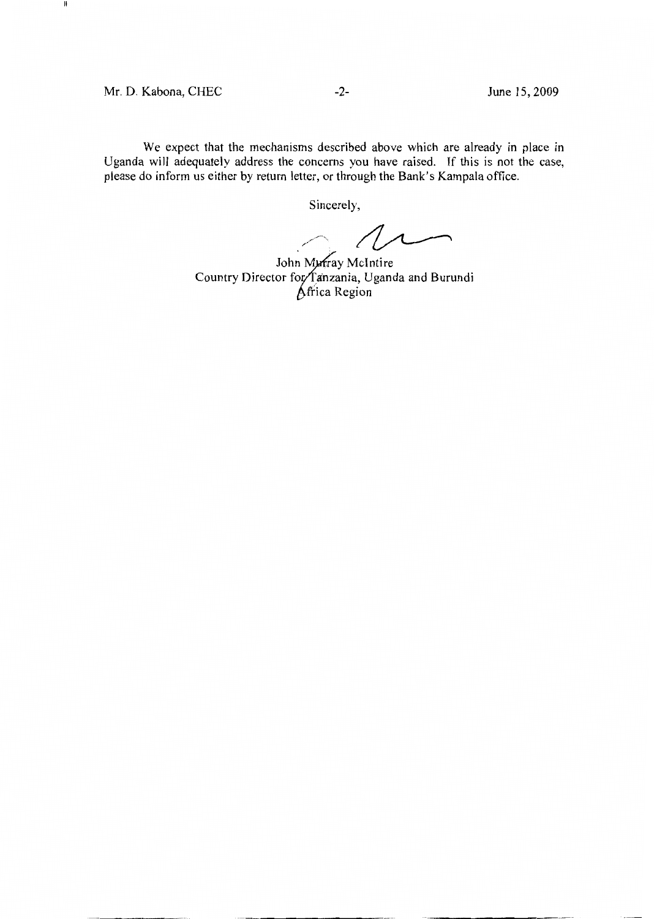We expect that the mechanisms described above which are already in place in Uganda will adequately address the concerns you have raised. If this is not the case, please do inform us either by return letter, or through the Bank's Kampala office.

Sincerely,

John Murray McIntire
Country Director for Tanzania, Uganda and Burundi
Africa Region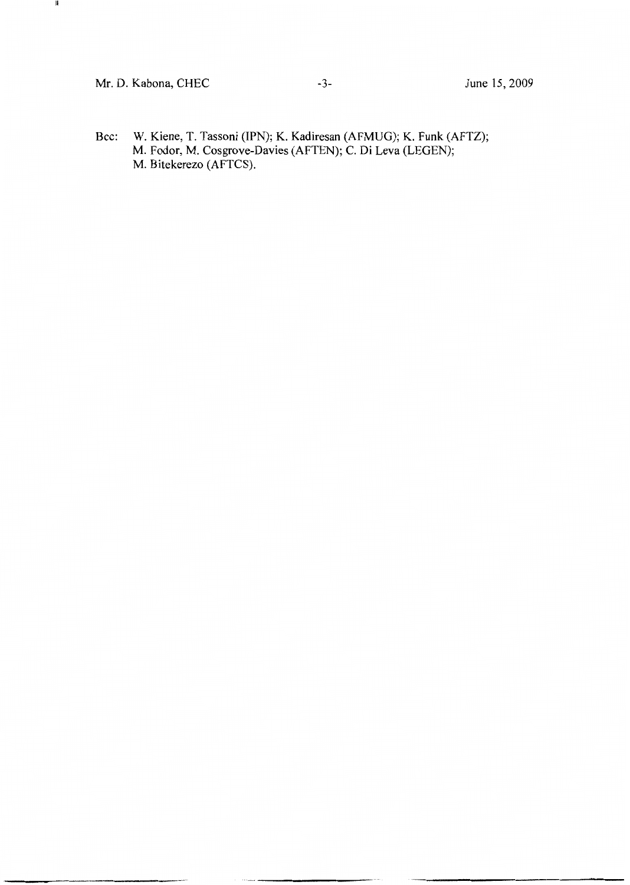Bcc: W. Kiene, T. Tassoni (IPN); K. Kadiresan (AFMUG); K. Funk (AFTZ); M. Fodor, M. Cosgrove-Davies (AFTEN); C. Di Leva (LEGEN); M. Bitekerezo (AFTCS).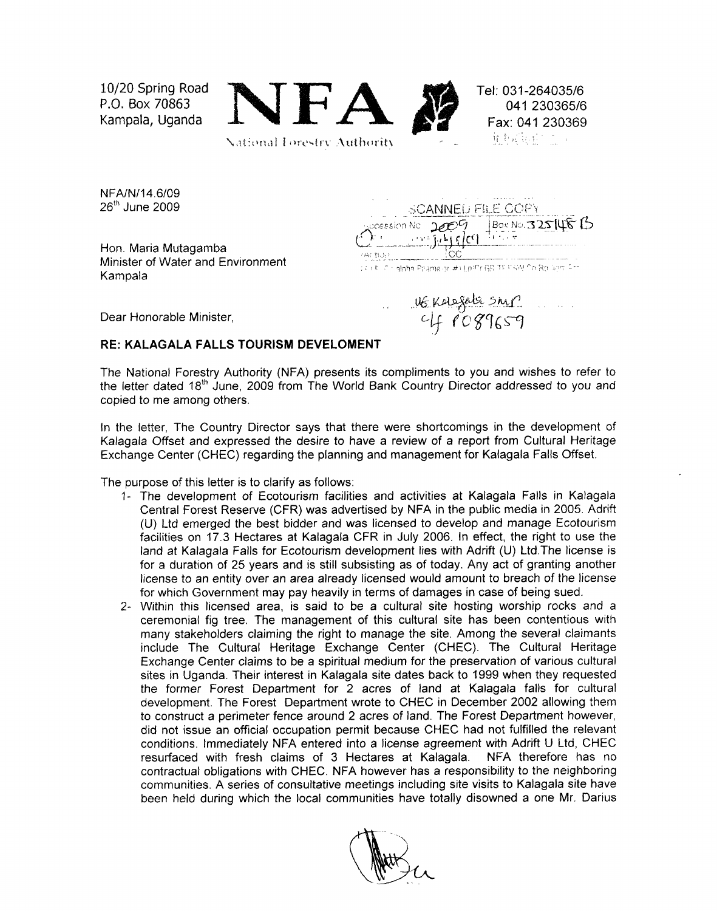10/20 Spring Road
P.O. Box 70863
Kampala, Uganda

**NFA**

National Forestry Authority

Tel: 031-264035/6
041 230365/6
Fax: 041 230369

NFA/N/14.6/09
26th June 2009

SCANNED FILE COPY
Accession No 2009 | Box No. 325148 B

Hon. Maria Mutagamba
Minister of Water and Environment
Kampala

UG Kalagala SMP
4f P089659

Dear Honorable Minister,

**RE: KALAGALA FALLS TOURISM DEVELOMENT**

The National Forestry Authority (NFA) presents its compliments to you and wishes to refer to the letter dated 18th June, 2009 from The World Bank Country Director addressed to you and copied to me among others.

In the letter, The Country Director says that there were shortcomings in the development of Kalagala Offset and expressed the desire to have a review of a report from Cultural Heritage Exchange Center (CHEC) regarding the planning and management for Kalagala Falls Offset.

The purpose of this letter is to clarify as follows:

1- The development of Ecotourism facilities and activities at Kalagala Falls in Kalagala Central Forest Reserve (CFR) was advertised by NFA in the public media in 2005. Adrift (U) Ltd emerged the best bidder and was licensed to develop and manage Ecotourism facilities on 17.3 Hectares at Kalagala CFR in July 2006. In effect, the right to use the land at Kalagala Falls for Ecotourism development lies with Adrift (U) Ltd.The license is for a duration of 25 years and is still subsisting as of today. Any act of granting another license to an entity over an area already licensed would amount to breach of the license for which Government may pay heavily in terms of damages in case of being sued.

2- Within this licensed area, is said to be a cultural site hosting worship rocks and a ceremonial fig tree. The management of this cultural site has been contentious with many stakeholders claiming the right to manage the site. Among the several claimants include The Cultural Heritage Exchange Center (CHEC). The Cultural Heritage Exchange Center claims to be a spiritual medium for the preservation of various cultural sites in Uganda. Their interest in Kalagala site dates back to 1999 when they requested the former Forest Department for 2 acres of land at Kalagala falls for cultural development. The Forest Department wrote to CHEC in December 2002 allowing them to construct a perimeter fence around 2 acres of land. The Forest Department however, did not issue an official occupation permit because CHEC had not fulfilled the relevant conditions. Immediately NFA entered into a license agreement with Adrift U Ltd, CHEC resurfaced with fresh claims of 3 Hectares at Kalagala. NFA therefore has no contractual obligations with CHEC. NFA however has a responsibility to the neighboring communities. A series of consultative meetings including site visits to Kalagala site have been held during which the local communities have totally disowned a one Mr. Darius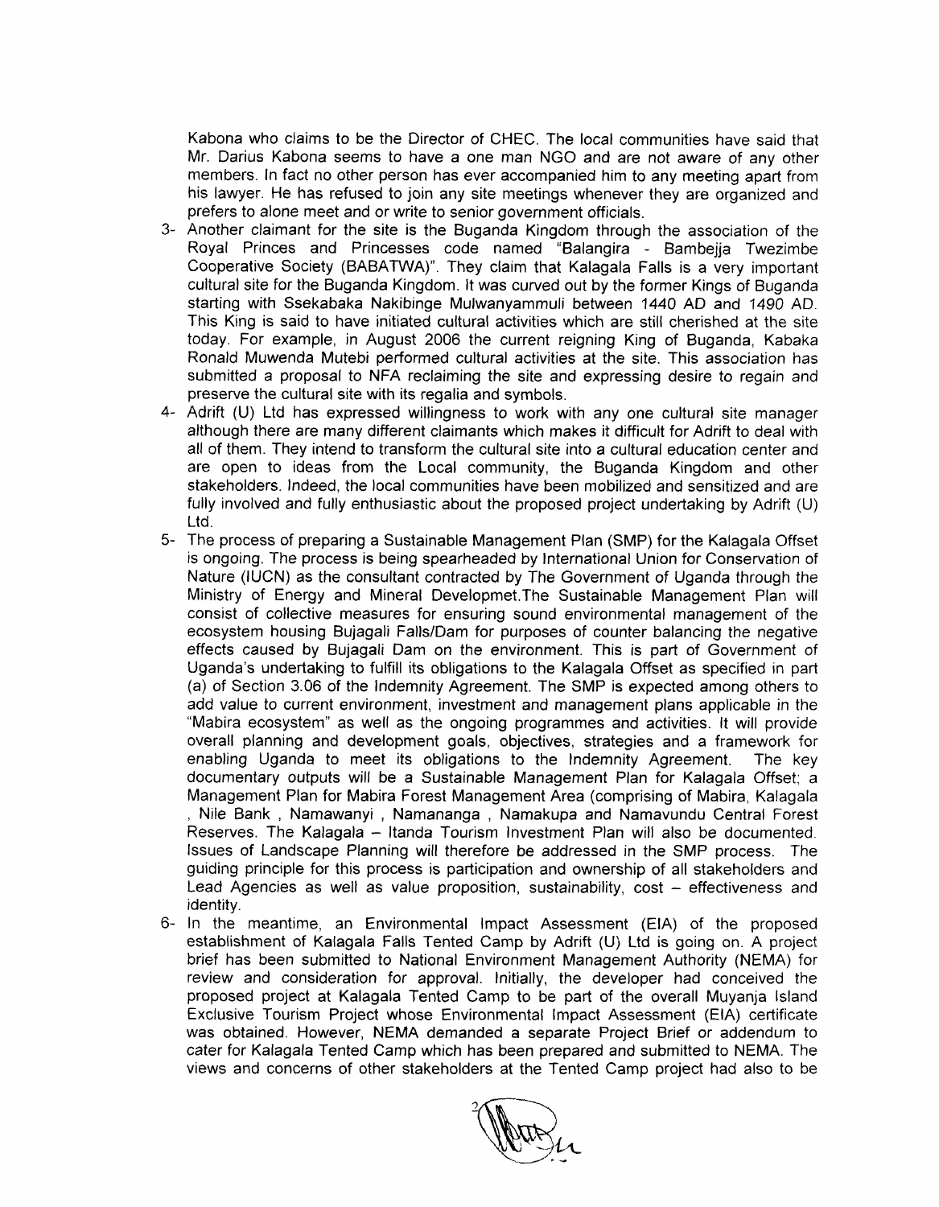Kabona who claims to be the Director of CHEC. The local communities have said that Mr. Darius Kabona seems to have a one man NGO and are not aware of any other members. In fact no other person has ever accompanied him to any meeting apart from his lawyer. He has refused to join any site meetings whenever they are organized and prefers to alone meet and or write to senior government officials.

3- Another claimant for the site is the Buganda Kingdom through the association of the Royal Princes and Princesses code named "Balangira - Bambejja Twezimbe Cooperative Society (BABATWA)". They claim that Kalagala Falls is a very important cultural site for the Buganda Kingdom. It was curved out by the former Kings of Buganda starting with Ssekabaka Nakibinge Mulwanyammuli between 1440 AD and 1490 AD. This King is said to have initiated cultural activities which are still cherished at the site today. For example, in August 2006 the current reigning King of Buganda, Kabaka Ronald Muwenda Mutebi performed cultural activities at the site. This association has submitted a proposal to NFA reclaiming the site and expressing desire to regain and preserve the cultural site with its regalia and symbols.

4- Adrift (U) Ltd has expressed willingness to work with any one cultural site manager although there are many different claimants which makes it difficult for Adrift to deal with all of them. They intend to transform the cultural site into a cultural education center and are open to ideas from the Local community, the Buganda Kingdom and other stakeholders. Indeed, the local communities have been mobilized and sensitized and are fully involved and fully enthusiastic about the proposed project undertaking by Adrift (U) Ltd.

5- The process of preparing a Sustainable Management Plan (SMP) for the Kalagala Offset is ongoing. The process is being spearheaded by International Union for Conservation of Nature (IUCN) as the consultant contracted by The Government of Uganda through the Ministry of Energy and Mineral Developmet.The Sustainable Management Plan will consist of collective measures for ensuring sound environmental management of the ecosystem housing Bujagali Falls/Dam for purposes of counter balancing the negative effects caused by Bujagali Dam on the environment. This is part of Government of Uganda's undertaking to fulfill its obligations to the Kalagala Offset as specified in part (a) of Section 3.06 of the Indemnity Agreement. The SMP is expected among others to add value to current environment, investment and management plans applicable in the "Mabira ecosystem" as well as the ongoing programmes and activities. It will provide overall planning and development goals, objectives, strategies and a framework for enabling Uganda to meet its obligations to the Indemnity Agreement. The key documentary outputs will be a Sustainable Management Plan for Kalagala Offset; a Management Plan for Mabira Forest Management Area (comprising of Mabira, Kalagala , Nile Bank , Namawanyi , Namananga , Namakupa and Namavundu Central Forest Reserves. The Kalagala – Itanda Tourism Investment Plan will also be documented. Issues of Landscape Planning will therefore be addressed in the SMP process. The guiding principle for this process is participation and ownership of all stakeholders and Lead Agencies as well as value proposition, sustainability, cost – effectiveness and identity.

6- In the meantime, an Environmental Impact Assessment (EIA) of the proposed establishment of Kalagala Falls Tented Camp by Adrift (U) Ltd is going on. A project brief has been submitted to National Environment Management Authority (NEMA) for review and consideration for approval. Initially, the developer had conceived the proposed project at Kalagala Tented Camp to be part of the overall Muyanja Island Exclusive Tourism Project whose Environmental Impact Assessment (EIA) certificate was obtained. However, NEMA demanded a separate Project Brief or addendum to cater for Kalagala Tented Camp which has been prepared and submitted to NEMA. The views and concerns of other stakeholders at the Tented Camp project had also to be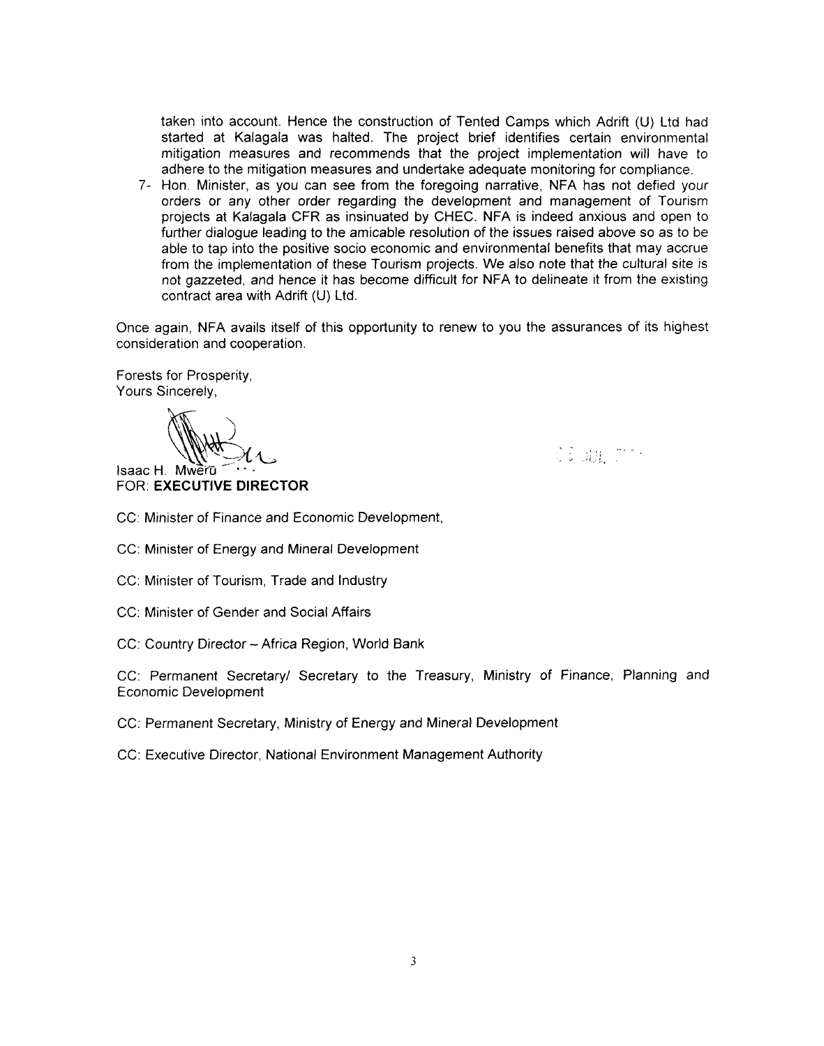taken into account. Hence the construction of Tented Camps which Adrift (U) Ltd had started at Kalagala was halted. The project brief identifies certain environmental mitigation measures and recommends that the project implementation will have to adhere to the mitigation measures and undertake adequate monitoring for compliance.

7- Hon. Minister, as you can see from the foregoing narrative, NFA has not defied your orders or any other order regarding the development and management of Tourism projects at Kalagala CFR as insinuated by CHEC. NFA is indeed anxious and open to further dialogue leading to the amicable resolution of the issues raised above so as to be able to tap into the positive socio economic and environmental benefits that may accrue from the implementation of these Tourism projects. We also note that the cultural site is not gazzeted, and hence it has become difficult for NFA to delineate it from the existing contract area with Adrift (U) Ltd.

Once again, NFA avails itself of this opportunity to renew to you the assurances of its highest consideration and cooperation.

Forests for Prosperity,
Yours Sincerely,

Isaac H. Mweru
FOR: **EXECUTIVE DIRECTOR**

CC: Minister of Finance and Economic Development,

CC: Minister of Energy and Mineral Development

CC: Minister of Tourism, Trade and Industry

CC: Minister of Gender and Social Affairs

CC: Country Director – Africa Region, World Bank

CC: Permanent Secretary/ Secretary to the Treasury, Ministry of Finance, Planning and Economic Development

CC: Permanent Secretary, Ministry of Energy and Mineral Development

CC: Executive Director, National Environment Management Authority